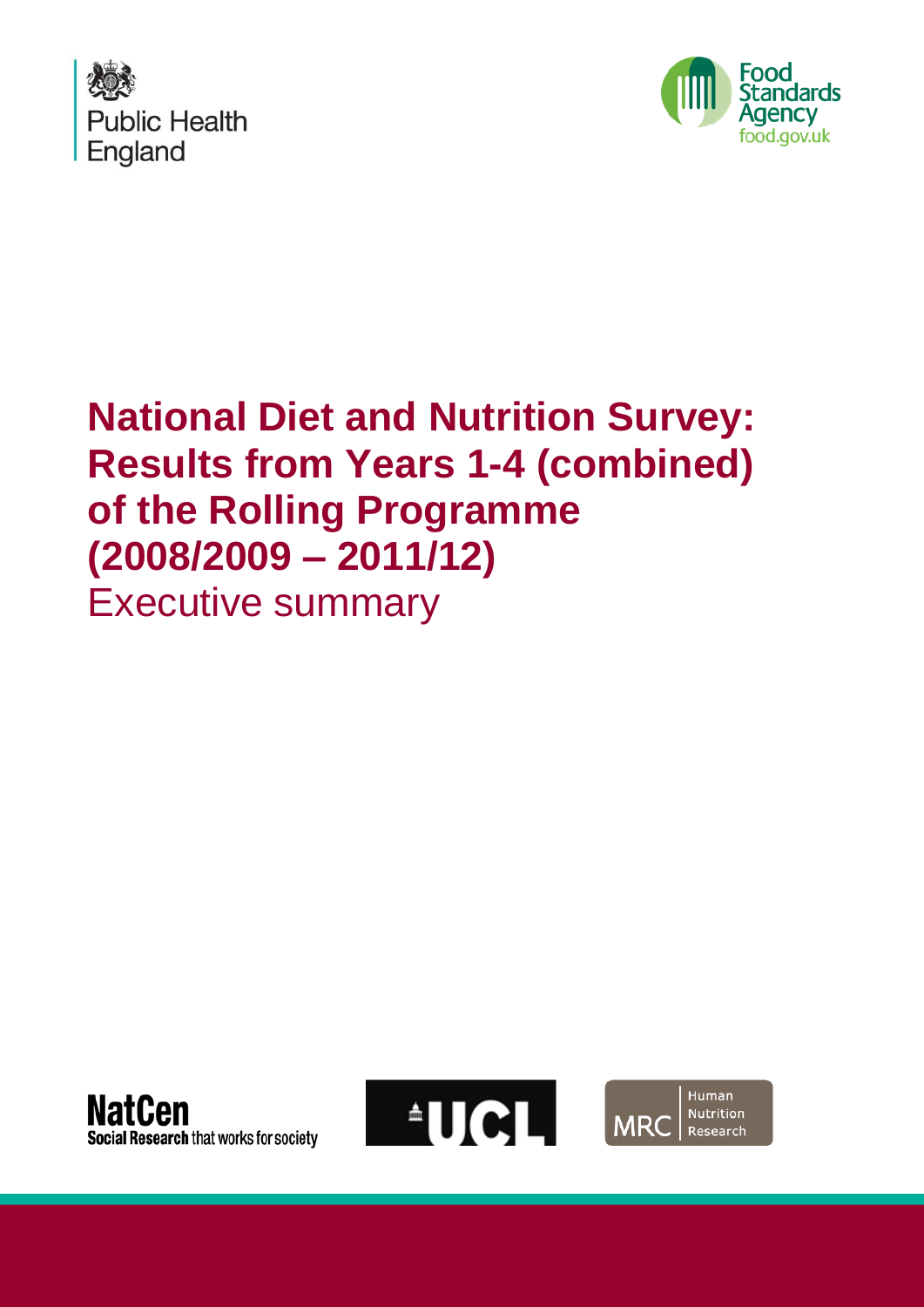Public Health England

Food Standards Agency
food.gov.uk

# National Diet and Nutrition Survey: Results from Years 1-4 (combined) of the Rolling Programme (2008/2009 – 2011/12)

Executive summary

NatCen Social Research that works for society

UCL

MRC Human Nutrition Research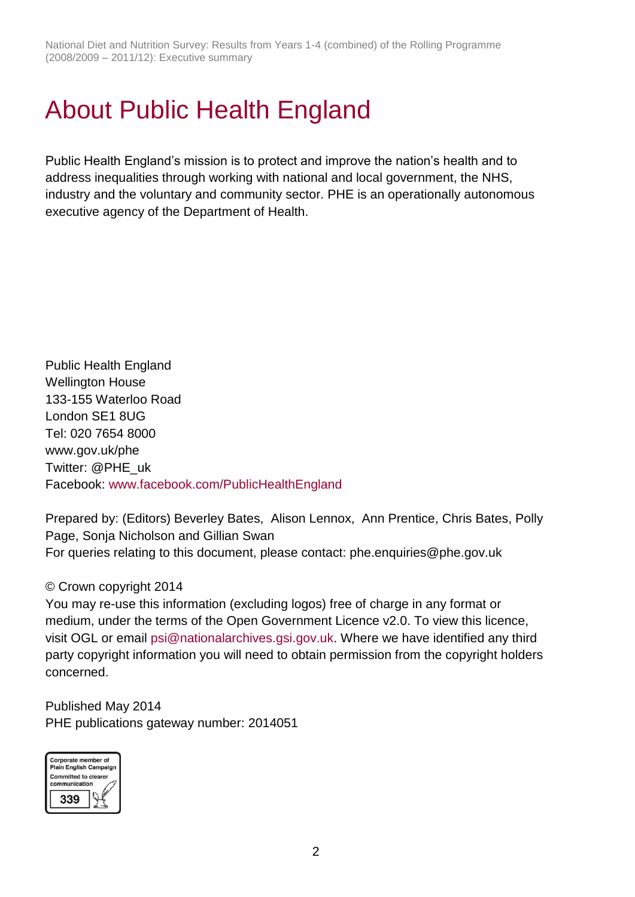# About Public Health England

Public Health England's mission is to protect and improve the nation's health and to address inequalities through working with national and local government, the NHS, industry and the voluntary and community sector. PHE is an operationally autonomous executive agency of the Department of Health.

Public Health England
Wellington House
133-155 Waterloo Road
London SE1 8UG
Tel: 020 7654 8000
www.gov.uk/phe
Twitter: @PHE_uk
Facebook: www.facebook.com/PublicHealthEngland

Prepared by: (Editors) Beverley Bates, Alison Lennox, Ann Prentice, Chris Bates, Polly Page, Sonja Nicholson and Gillian Swan
For queries relating to this document, please contact: phe.enquiries@phe.gov.uk

© Crown copyright 2014
You may re-use this information (excluding logos) free of charge in any format or medium, under the terms of the Open Government Licence v2.0. To view this licence, visit OGL or email psi@nationalarchives.gsi.gov.uk. Where we have identified any third party copyright information you will need to obtain permission from the copyright holders concerned.

Published May 2014
PHE publications gateway number: 2014051

Corporate member of Plain English Campaign
Committed to clearer communication
339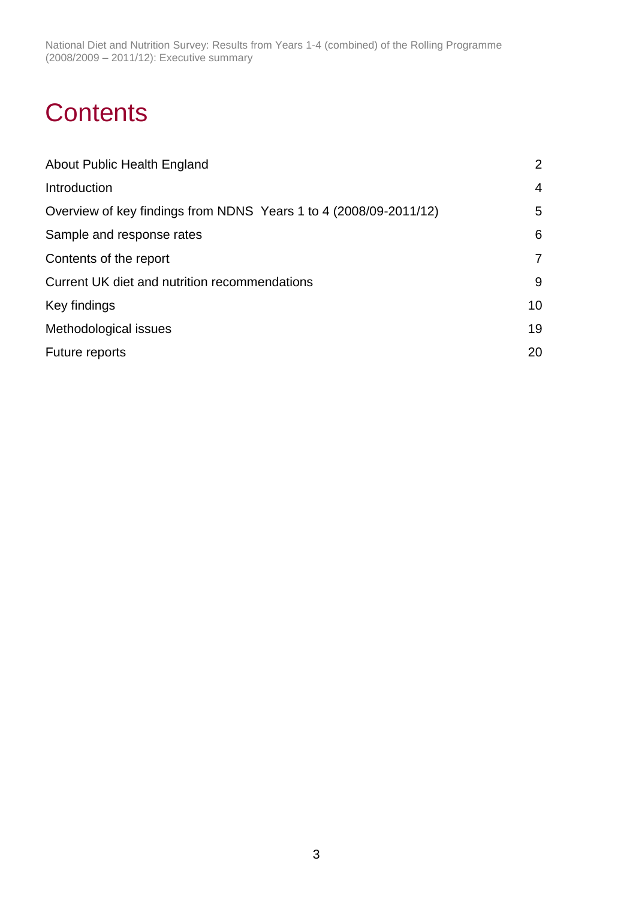# Contents

| | |
|---|---|
| About Public Health England | 2 |
| Introduction | 4 |
| Overview of key findings from NDNS Years 1 to 4 (2008/09-2011/12) | 5 |
| Sample and response rates | 6 |
| Contents of the report | 7 |
| Current UK diet and nutrition recommendations | 9 |
| Key findings | 10 |
| Methodological issues | 19 |
| Future reports | 20 |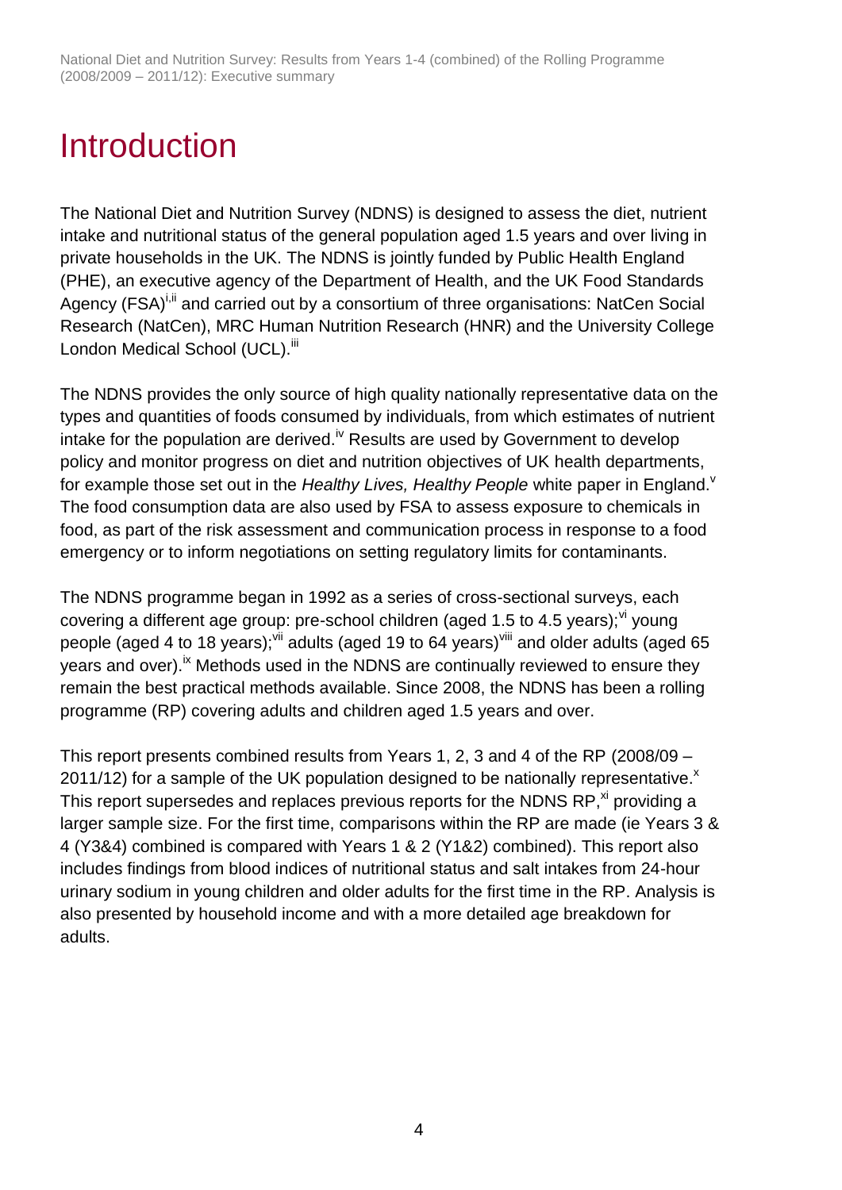# Introduction

The National Diet and Nutrition Survey (NDNS) is designed to assess the diet, nutrient intake and nutritional status of the general population aged 1.5 years and over living in private households in the UK. The NDNS is jointly funded by Public Health England (PHE), an executive agency of the Department of Health, and the UK Food Standards Agency (FSA)[i,ii] and carried out by a consortium of three organisations: NatCen Social Research (NatCen), MRC Human Nutrition Research (HNR) and the University College London Medical School (UCL).[iii]

The NDNS provides the only source of high quality nationally representative data on the types and quantities of foods consumed by individuals, from which estimates of nutrient intake for the population are derived.[iv] Results are used by Government to develop policy and monitor progress on diet and nutrition objectives of UK health departments, for example those set out in the *Healthy Lives, Healthy People* white paper in England.[v] The food consumption data are also used by FSA to assess exposure to chemicals in food, as part of the risk assessment and communication process in response to a food emergency or to inform negotiations on setting regulatory limits for contaminants.

The NDNS programme began in 1992 as a series of cross-sectional surveys, each covering a different age group: pre-school children (aged 1.5 to 4.5 years);[vi] young people (aged 4 to 18 years);[vii] adults (aged 19 to 64 years)[viii] and older adults (aged 65 years and over).[ix] Methods used in the NDNS are continually reviewed to ensure they remain the best practical methods available. Since 2008, the NDNS has been a rolling programme (RP) covering adults and children aged 1.5 years and over.

This report presents combined results from Years 1, 2, 3 and 4 of the RP (2008/09 – 2011/12) for a sample of the UK population designed to be nationally representative.[x] This report supersedes and replaces previous reports for the NDNS RP,[xi] providing a larger sample size. For the first time, comparisons within the RP are made (ie Years 3 & 4 (Y3&4) combined is compared with Years 1 & 2 (Y1&2) combined). This report also includes findings from blood indices of nutritional status and salt intakes from 24-hour urinary sodium in young children and older adults for the first time in the RP. Analysis is also presented by household income and with a more detailed age breakdown for adults.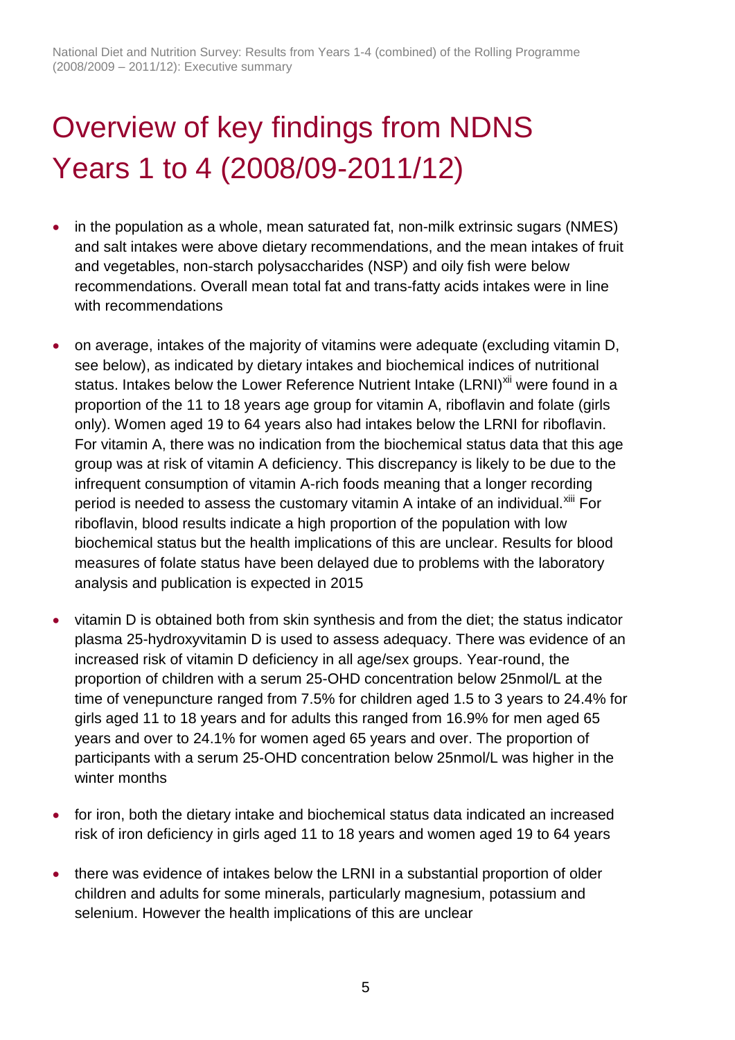# Overview of key findings from NDNS Years 1 to 4 (2008/09-2011/12)

- in the population as a whole, mean saturated fat, non-milk extrinsic sugars (NMES) and salt intakes were above dietary recommendations, and the mean intakes of fruit and vegetables, non-starch polysaccharides (NSP) and oily fish were below recommendations. Overall mean total fat and trans-fatty acids intakes were in line with recommendations

- on average, intakes of the majority of vitamins were adequate (excluding vitamin D, see below), as indicated by dietary intakes and biochemical indices of nutritional status. Intakes below the Lower Reference Nutrient Intake (LRNI)[xii] were found in a proportion of the 11 to 18 years age group for vitamin A, riboflavin and folate (girls only). Women aged 19 to 64 years also had intakes below the LRNI for riboflavin. For vitamin A, there was no indication from the biochemical status data that this age group was at risk of vitamin A deficiency. This discrepancy is likely to be due to the infrequent consumption of vitamin A-rich foods meaning that a longer recording period is needed to assess the customary vitamin A intake of an individual.[xiii] For riboflavin, blood results indicate a high proportion of the population with low biochemical status but the health implications of this are unclear. Results for blood measures of folate status have been delayed due to problems with the laboratory analysis and publication is expected in 2015

- vitamin D is obtained both from skin synthesis and from the diet; the status indicator plasma 25-hydroxyvitamin D is used to assess adequacy. There was evidence of an increased risk of vitamin D deficiency in all age/sex groups. Year-round, the proportion of children with a serum 25-OHD concentration below 25nmol/L at the time of venepuncture ranged from 7.5% for children aged 1.5 to 3 years to 24.4% for girls aged 11 to 18 years and for adults this ranged from 16.9% for men aged 65 years and over to 24.1% for women aged 65 years and over. The proportion of participants with a serum 25-OHD concentration below 25nmol/L was higher in the winter months

- for iron, both the dietary intake and biochemical status data indicated an increased risk of iron deficiency in girls aged 11 to 18 years and women aged 19 to 64 years

- there was evidence of intakes below the LRNI in a substantial proportion of older children and adults for some minerals, particularly magnesium, potassium and selenium. However the health implications of this are unclear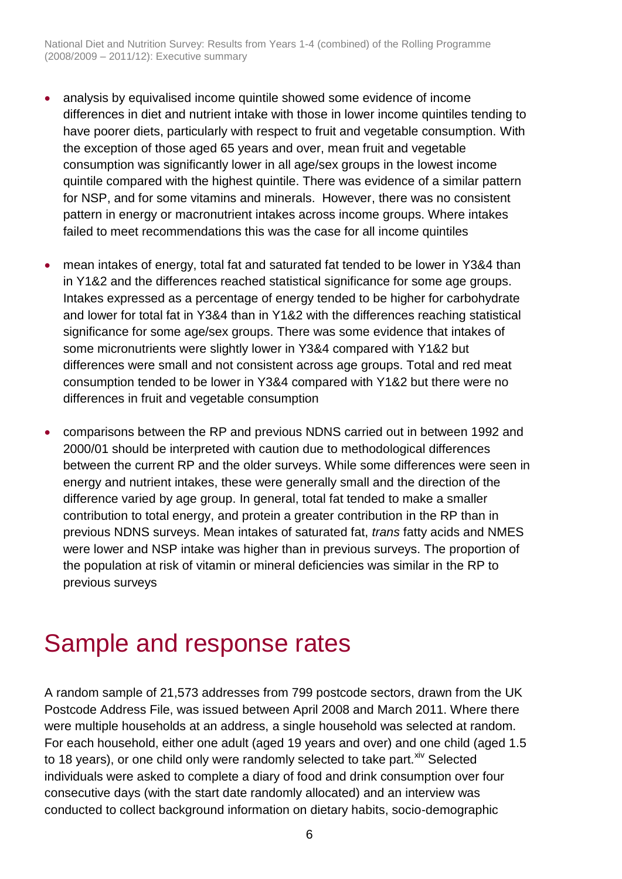- analysis by equivalised income quintile showed some evidence of income differences in diet and nutrient intake with those in lower income quintiles tending to have poorer diets, particularly with respect to fruit and vegetable consumption. With the exception of those aged 65 years and over, mean fruit and vegetable consumption was significantly lower in all age/sex groups in the lowest income quintile compared with the highest quintile. There was evidence of a similar pattern for NSP, and for some vitamins and minerals. However, there was no consistent pattern in energy or macronutrient intakes across income groups. Where intakes failed to meet recommendations this was the case for all income quintiles
- mean intakes of energy, total fat and saturated fat tended to be lower in Y3&4 than in Y1&2 and the differences reached statistical significance for some age groups. Intakes expressed as a percentage of energy tended to be higher for carbohydrate and lower for total fat in Y3&4 than in Y1&2 with the differences reaching statistical significance for some age/sex groups. There was some evidence that intakes of some micronutrients were slightly lower in Y3&4 compared with Y1&2 but differences were small and not consistent across age groups. Total and red meat consumption tended to be lower in Y3&4 compared with Y1&2 but there were no differences in fruit and vegetable consumption
- comparisons between the RP and previous NDNS carried out in between 1992 and 2000/01 should be interpreted with caution due to methodological differences between the current RP and the older surveys. While some differences were seen in energy and nutrient intakes, these were generally small and the direction of the difference varied by age group. In general, total fat tended to make a smaller contribution to total energy, and protein a greater contribution in the RP than in previous NDNS surveys. Mean intakes of saturated fat, *trans* fatty acids and NMES were lower and NSP intake was higher than in previous surveys. The proportion of the population at risk of vitamin or mineral deficiencies was similar in the RP to previous surveys

# Sample and response rates

A random sample of 21,573 addresses from 799 postcode sectors, drawn from the UK Postcode Address File, was issued between April 2008 and March 2011. Where there were multiple households at an address, a single household was selected at random. For each household, either one adult (aged 19 years and over) and one child (aged 1.5 to 18 years), or one child only were randomly selected to take part.[xiv] Selected individuals were asked to complete a diary of food and drink consumption over four consecutive days (with the start date randomly allocated) and an interview was conducted to collect background information on dietary habits, socio-demographic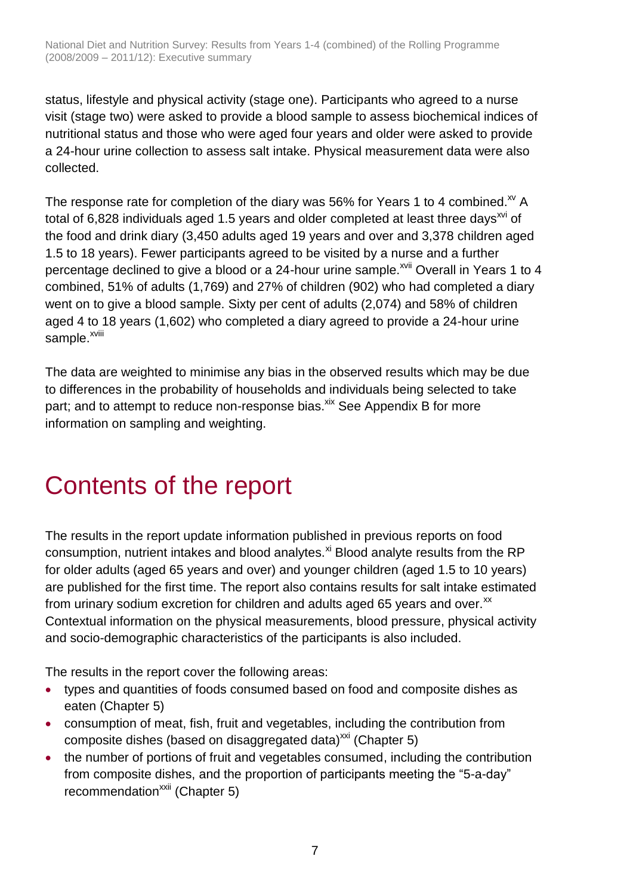status, lifestyle and physical activity (stage one). Participants who agreed to a nurse visit (stage two) were asked to provide a blood sample to assess biochemical indices of nutritional status and those who were aged four years and older were asked to provide a 24-hour urine collection to assess salt intake. Physical measurement data were also collected.

The response rate for completion of the diary was 56% for Years 1 to 4 combined.[xv] A total of 6,828 individuals aged 1.5 years and older completed at least three days[xvi] of the food and drink diary (3,450 adults aged 19 years and over and 3,378 children aged 1.5 to 18 years). Fewer participants agreed to be visited by a nurse and a further percentage declined to give a blood or a 24-hour urine sample.[xvii] Overall in Years 1 to 4 combined, 51% of adults (1,769) and 27% of children (902) who had completed a diary went on to give a blood sample. Sixty per cent of adults (2,074) and 58% of children aged 4 to 18 years (1,602) who completed a diary agreed to provide a 24-hour urine sample.[xviii]

The data are weighted to minimise any bias in the observed results which may be due to differences in the probability of households and individuals being selected to take part; and to attempt to reduce non-response bias.[xix] See Appendix B for more information on sampling and weighting.

# Contents of the report

The results in the report update information published in previous reports on food consumption, nutrient intakes and blood analytes.[xi] Blood analyte results from the RP for older adults (aged 65 years and over) and younger children (aged 1.5 to 10 years) are published for the first time. The report also contains results for salt intake estimated from urinary sodium excretion for children and adults aged 65 years and over.[xx] Contextual information on the physical measurements, blood pressure, physical activity and socio-demographic characteristics of the participants is also included.

The results in the report cover the following areas:

- types and quantities of foods consumed based on food and composite dishes as eaten (Chapter 5)
- consumption of meat, fish, fruit and vegetables, including the contribution from composite dishes (based on disaggregated data)[xxi] (Chapter 5)
- the number of portions of fruit and vegetables consumed, including the contribution from composite dishes, and the proportion of participants meeting the "5-a-day" recommendation[xxii] (Chapter 5)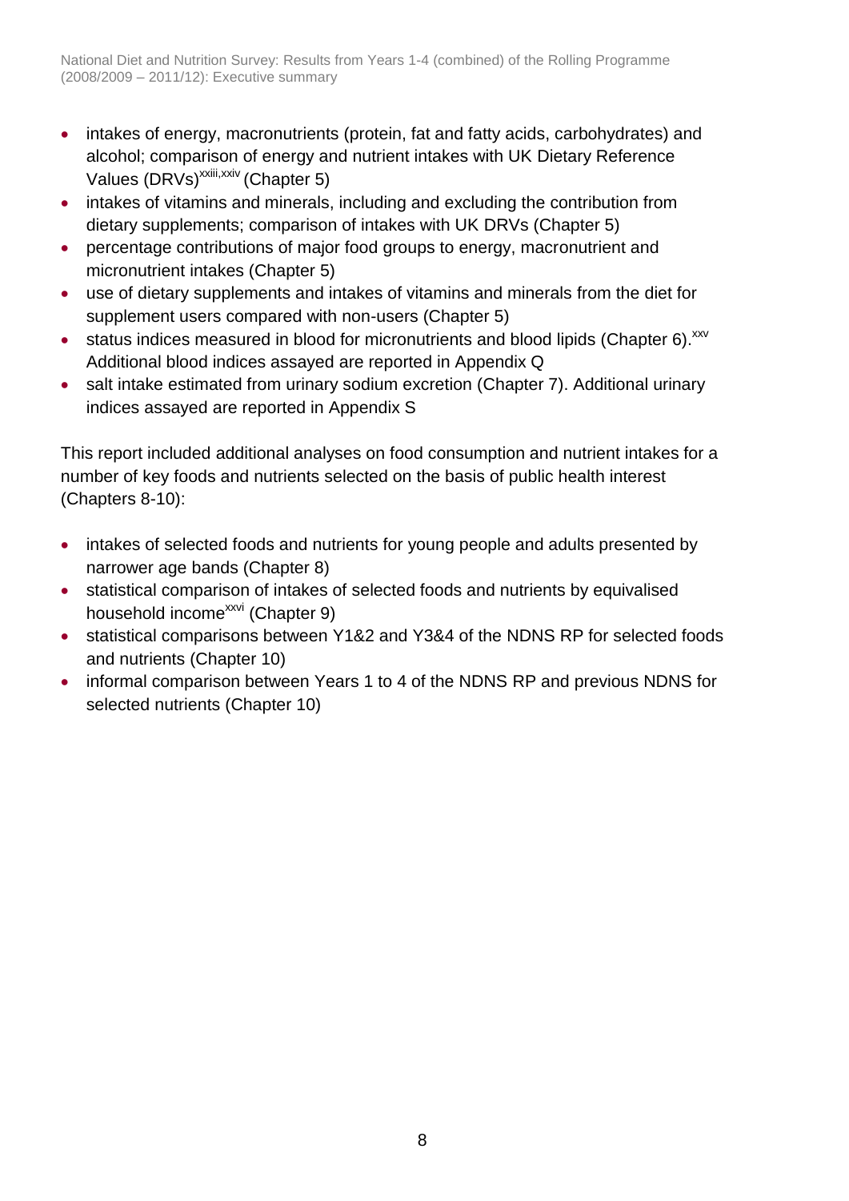- intakes of energy, macronutrients (protein, fat and fatty acids, carbohydrates) and alcohol; comparison of energy and nutrient intakes with UK Dietary Reference Values (DRVs)[xxiii,xxiv] (Chapter 5)
- intakes of vitamins and minerals, including and excluding the contribution from dietary supplements; comparison of intakes with UK DRVs (Chapter 5)
- percentage contributions of major food groups to energy, macronutrient and micronutrient intakes (Chapter 5)
- use of dietary supplements and intakes of vitamins and minerals from the diet for supplement users compared with non-users (Chapter 5)
- status indices measured in blood for micronutrients and blood lipids (Chapter 6).[xxv] Additional blood indices assayed are reported in Appendix Q
- salt intake estimated from urinary sodium excretion (Chapter 7). Additional urinary indices assayed are reported in Appendix S

This report included additional analyses on food consumption and nutrient intakes for a number of key foods and nutrients selected on the basis of public health interest (Chapters 8-10):

- intakes of selected foods and nutrients for young people and adults presented by narrower age bands (Chapter 8)
- statistical comparison of intakes of selected foods and nutrients by equivalised household income[xxvi] (Chapter 9)
- statistical comparisons between Y1&2 and Y3&4 of the NDNS RP for selected foods and nutrients (Chapter 10)
- informal comparison between Years 1 to 4 of the NDNS RP and previous NDNS for selected nutrients (Chapter 10)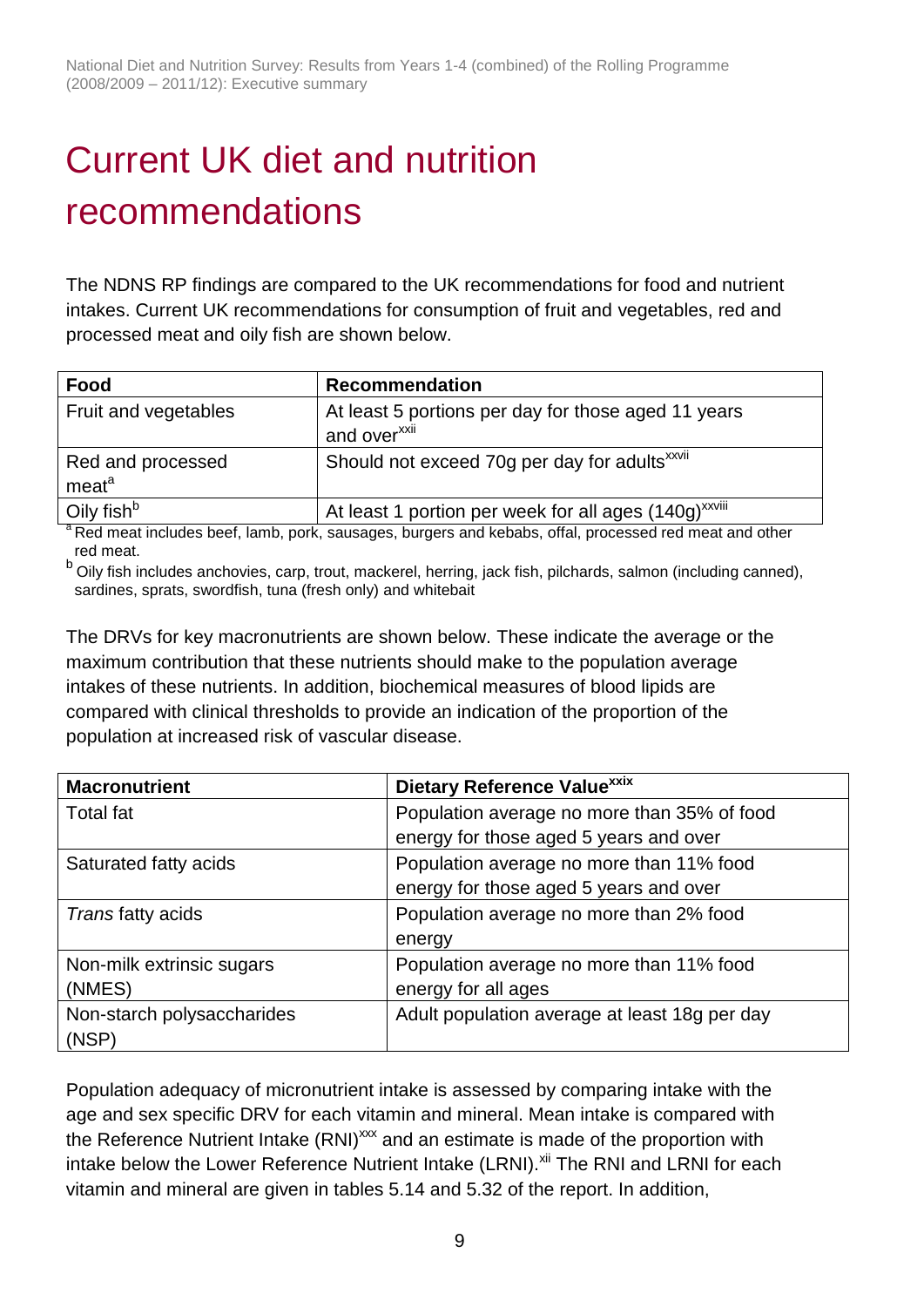# Current UK diet and nutrition recommendations

The NDNS RP findings are compared to the UK recommendations for food and nutrient intakes. Current UK recommendations for consumption of fruit and vegetables, red and processed meat and oily fish are shown below.

| Food | Recommendation |
|---|---|
| Fruit and vegetables | At least 5 portions per day for those aged 11 years and over[xxii] |
| Red and processed meat[a] | Should not exceed 70g per day for adults[xxvii] |
| Oily fish[b] | At least 1 portion per week for all ages (140g)[xxviii] |

[a] Red meat includes beef, lamb, pork, sausages, burgers and kebabs, offal, processed red meat and other red meat.

[b] Oily fish includes anchovies, carp, trout, mackerel, herring, jack fish, pilchards, salmon (including canned), sardines, sprats, swordfish, tuna (fresh only) and whitebait

The DRVs for key macronutrients are shown below. These indicate the average or the maximum contribution that these nutrients should make to the population average intakes of these nutrients. In addition, biochemical measures of blood lipids are compared with clinical thresholds to provide an indication of the proportion of the population at increased risk of vascular disease.

| Macronutrient | Dietary Reference Value[xxix] |
|---|---|
| Total fat | Population average no more than 35% of food energy for those aged 5 years and over |
| Saturated fatty acids | Population average no more than 11% food energy for those aged 5 years and over |
| *Trans* fatty acids | Population average no more than 2% food energy |
| Non-milk extrinsic sugars (NMES) | Population average no more than 11% food energy for all ages |
| Non-starch polysaccharides (NSP) | Adult population average at least 18g per day |

Population adequacy of micronutrient intake is assessed by comparing intake with the age and sex specific DRV for each vitamin and mineral. Mean intake is compared with the Reference Nutrient Intake (RNI)[xxx] and an estimate is made of the proportion with intake below the Lower Reference Nutrient Intake (LRNI).[xii] The RNI and LRNI for each vitamin and mineral are given in tables 5.14 and 5.32 of the report. In addition,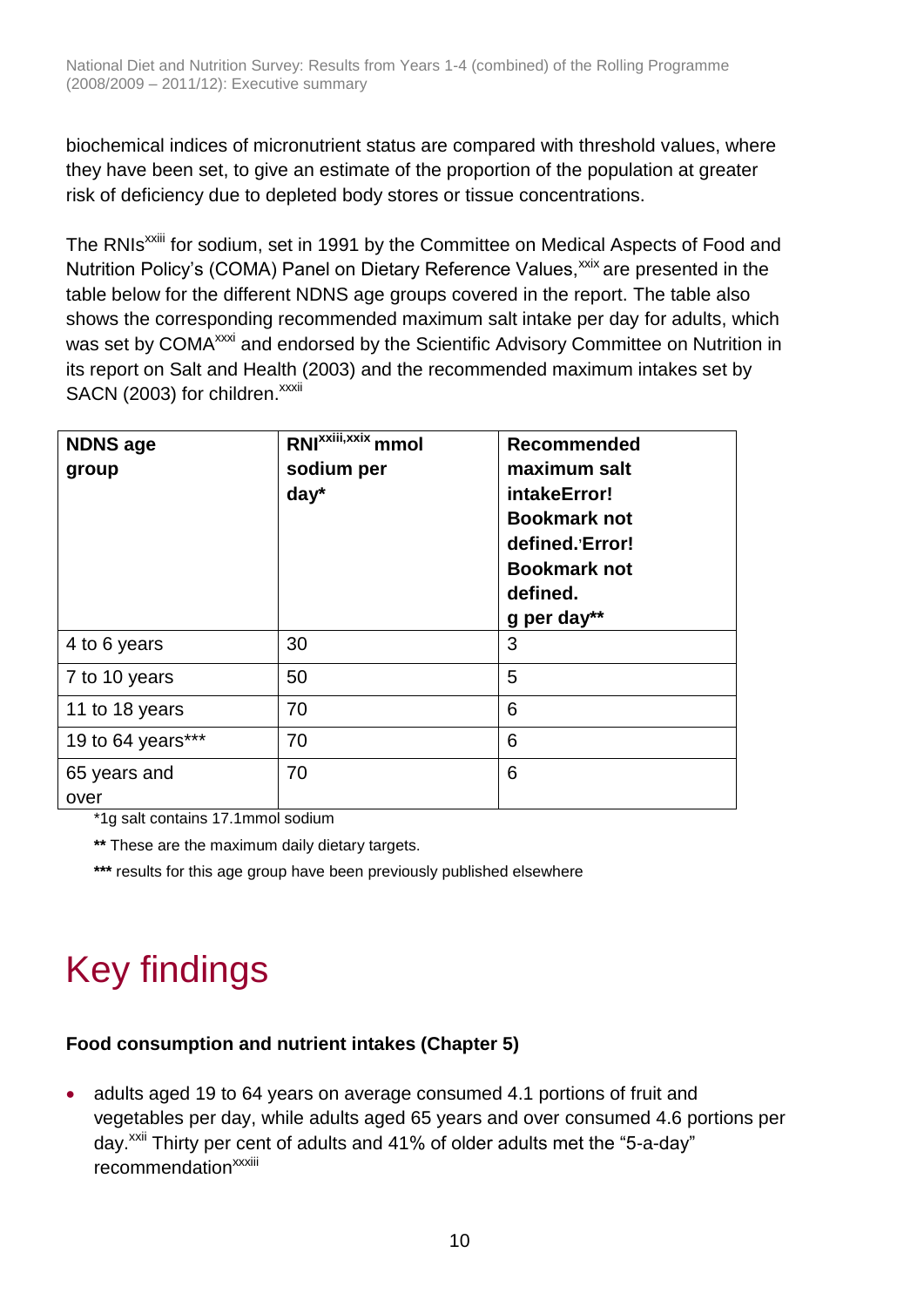biochemical indices of micronutrient status are compared with threshold values, where they have been set, to give an estimate of the proportion of the population at greater risk of deficiency due to depleted body stores or tissue concentrations.

The RNIs[xxiii] for sodium, set in 1991 by the Committee on Medical Aspects of Food and Nutrition Policy's (COMA) Panel on Dietary Reference Values,[xxix] are presented in the table below for the different NDNS age groups covered in the report. The table also shows the corresponding recommended maximum salt intake per day for adults, which was set by COMA[xxxi] and endorsed by the Scientific Advisory Committee on Nutrition in its report on Salt and Health (2003) and the recommended maximum intakes set by SACN (2003) for children.[xxxii]

| NDNS age group | RNI[xxiii,xxix] mmol sodium per day* | Recommended maximum salt intakeError! Bookmark not defined.,Error! Bookmark not defined. g per day** |
|---|---|---|
| 4 to 6 years | 30 | 3 |
| 7 to 10 years | 50 | 5 |
| 11 to 18 years | 70 | 6 |
| 19 to 64 years*** | 70 | 6 |
| 65 years and over | 70 | 6 |

*1g salt contains 17.1mmol sodium

** These are the maximum daily dietary targets.

*** results for this age group have been previously published elsewhere

# Key findings

**Food consumption and nutrient intakes (Chapter 5)**

- adults aged 19 to 64 years on average consumed 4.1 portions of fruit and vegetables per day, while adults aged 65 years and over consumed 4.6 portions per day.[xxii] Thirty per cent of adults and 41% of older adults met the "5-a-day" recommendation[xxxiii]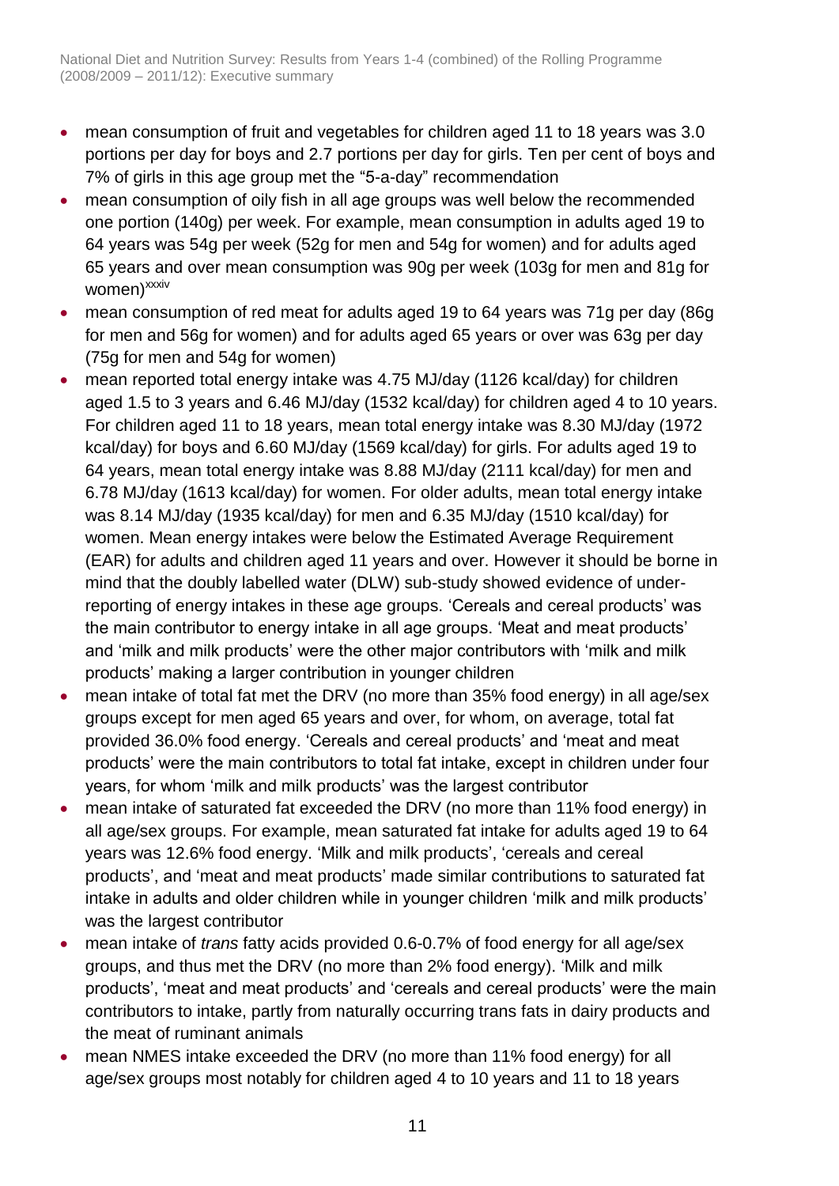- mean consumption of fruit and vegetables for children aged 11 to 18 years was 3.0 portions per day for boys and 2.7 portions per day for girls. Ten per cent of boys and 7% of girls in this age group met the "5-a-day" recommendation
- mean consumption of oily fish in all age groups was well below the recommended one portion (140g) per week. For example, mean consumption in adults aged 19 to 64 years was 54g per week (52g for men and 54g for women) and for adults aged 65 years and over mean consumption was 90g per week (103g for men and 81g for women)[xxxiv]
- mean consumption of red meat for adults aged 19 to 64 years was 71g per day (86g for men and 56g for women) and for adults aged 65 years or over was 63g per day (75g for men and 54g for women)
- mean reported total energy intake was 4.75 MJ/day (1126 kcal/day) for children aged 1.5 to 3 years and 6.46 MJ/day (1532 kcal/day) for children aged 4 to 10 years. For children aged 11 to 18 years, mean total energy intake was 8.30 MJ/day (1972 kcal/day) for boys and 6.60 MJ/day (1569 kcal/day) for girls. For adults aged 19 to 64 years, mean total energy intake was 8.88 MJ/day (2111 kcal/day) for men and 6.78 MJ/day (1613 kcal/day) for women. For older adults, mean total energy intake was 8.14 MJ/day (1935 kcal/day) for men and 6.35 MJ/day (1510 kcal/day) for women. Mean energy intakes were below the Estimated Average Requirement (EAR) for adults and children aged 11 years and over. However it should be borne in mind that the doubly labelled water (DLW) sub-study showed evidence of under-reporting of energy intakes in these age groups. 'Cereals and cereal products' was the main contributor to energy intake in all age groups. 'Meat and meat products' and 'milk and milk products' were the other major contributors with 'milk and milk products' making a larger contribution in younger children
- mean intake of total fat met the DRV (no more than 35% food energy) in all age/sex groups except for men aged 65 years and over, for whom, on average, total fat provided 36.0% food energy. 'Cereals and cereal products' and 'meat and meat products' were the main contributors to total fat intake, except in children under four years, for whom 'milk and milk products' was the largest contributor
- mean intake of saturated fat exceeded the DRV (no more than 11% food energy) in all age/sex groups. For example, mean saturated fat intake for adults aged 19 to 64 years was 12.6% food energy. 'Milk and milk products', 'cereals and cereal products', and 'meat and meat products' made similar contributions to saturated fat intake in adults and older children while in younger children 'milk and milk products' was the largest contributor
- mean intake of *trans* fatty acids provided 0.6-0.7% of food energy for all age/sex groups, and thus met the DRV (no more than 2% food energy). 'Milk and milk products', 'meat and meat products' and 'cereals and cereal products' were the main contributors to intake, partly from naturally occurring trans fats in dairy products and the meat of ruminant animals
- mean NMES intake exceeded the DRV (no more than 11% food energy) for all age/sex groups most notably for children aged 4 to 10 years and 11 to 18 years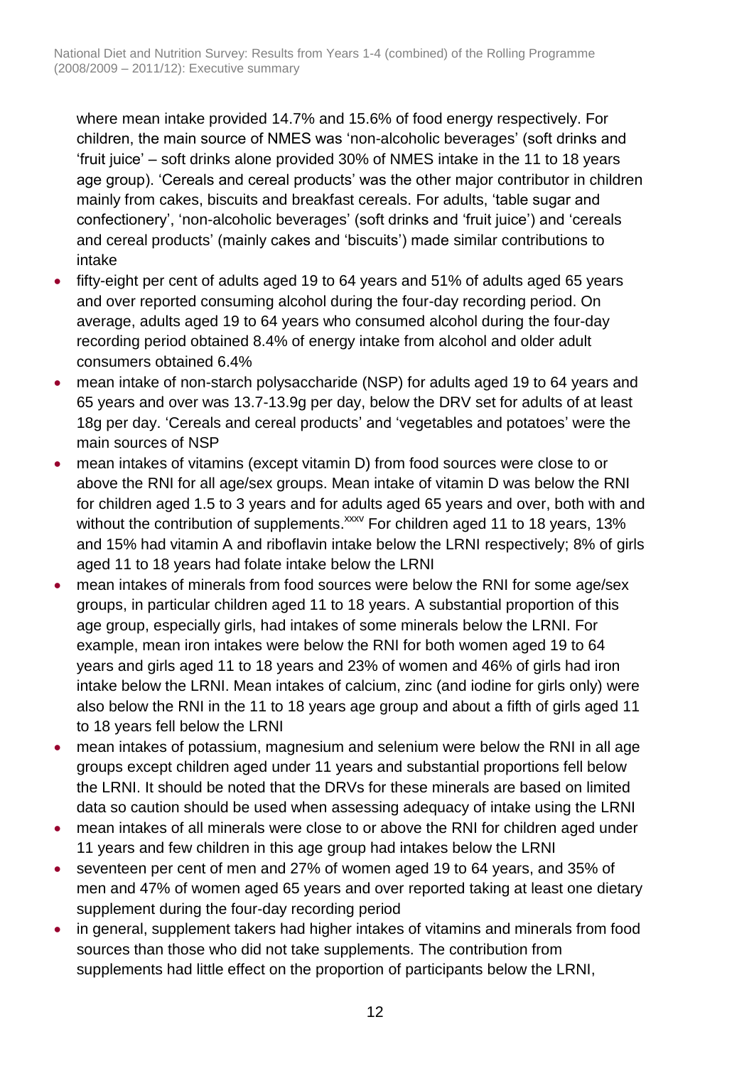where mean intake provided 14.7% and 15.6% of food energy respectively. For children, the main source of NMES was 'non-alcoholic beverages' (soft drinks and 'fruit juice' – soft drinks alone provided 30% of NMES intake in the 11 to 18 years age group). 'Cereals and cereal products' was the other major contributor in children mainly from cakes, biscuits and breakfast cereals. For adults, 'table sugar and confectionery', 'non-alcoholic beverages' (soft drinks and 'fruit juice') and 'cereals and cereal products' (mainly cakes and 'biscuits') made similar contributions to intake

- fifty-eight per cent of adults aged 19 to 64 years and 51% of adults aged 65 years and over reported consuming alcohol during the four-day recording period. On average, adults aged 19 to 64 years who consumed alcohol during the four-day recording period obtained 8.4% of energy intake from alcohol and older adult consumers obtained 6.4%
- mean intake of non-starch polysaccharide (NSP) for adults aged 19 to 64 years and 65 years and over was 13.7-13.9g per day, below the DRV set for adults of at least 18g per day. 'Cereals and cereal products' and 'vegetables and potatoes' were the main sources of NSP
- mean intakes of vitamins (except vitamin D) from food sources were close to or above the RNI for all age/sex groups. Mean intake of vitamin D was below the RNI for children aged 1.5 to 3 years and for adults aged 65 years and over, both with and without the contribution of supplements.[xxxv] For children aged 11 to 18 years, 13% and 15% had vitamin A and riboflavin intake below the LRNI respectively; 8% of girls aged 11 to 18 years had folate intake below the LRNI
- mean intakes of minerals from food sources were below the RNI for some age/sex groups, in particular children aged 11 to 18 years. A substantial proportion of this age group, especially girls, had intakes of some minerals below the LRNI. For example, mean iron intakes were below the RNI for both women aged 19 to 64 years and girls aged 11 to 18 years and 23% of women and 46% of girls had iron intake below the LRNI. Mean intakes of calcium, zinc (and iodine for girls only) were also below the RNI in the 11 to 18 years age group and about a fifth of girls aged 11 to 18 years fell below the LRNI
- mean intakes of potassium, magnesium and selenium were below the RNI in all age groups except children aged under 11 years and substantial proportions fell below the LRNI. It should be noted that the DRVs for these minerals are based on limited data so caution should be used when assessing adequacy of intake using the LRNI
- mean intakes of all minerals were close to or above the RNI for children aged under 11 years and few children in this age group had intakes below the LRNI
- seventeen per cent of men and 27% of women aged 19 to 64 years, and 35% of men and 47% of women aged 65 years and over reported taking at least one dietary supplement during the four-day recording period
- in general, supplement takers had higher intakes of vitamins and minerals from food sources than those who did not take supplements. The contribution from supplements had little effect on the proportion of participants below the LRNI,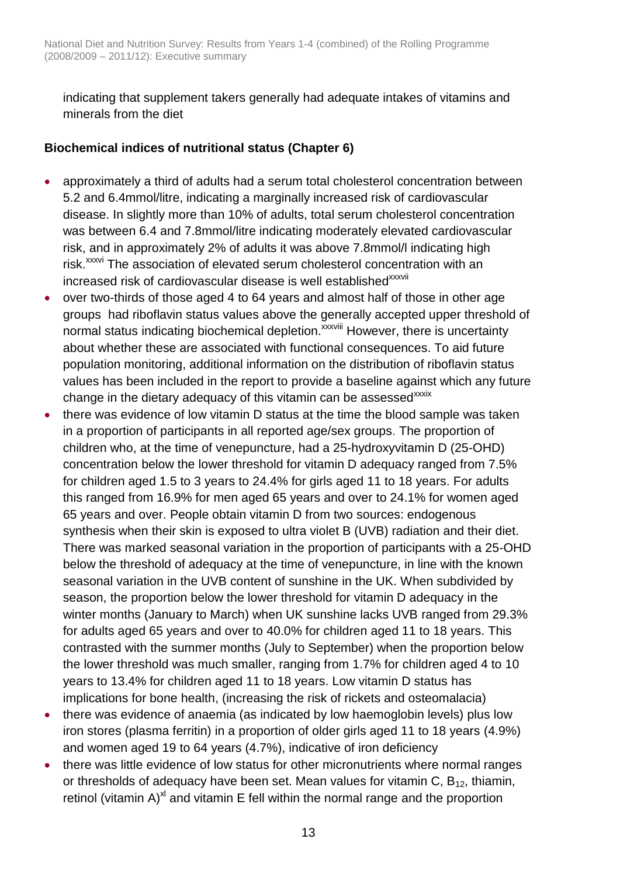indicating that supplement takers generally had adequate intakes of vitamins and minerals from the diet

**Biochemical indices of nutritional status (Chapter 6)**

- approximately a third of adults had a serum total cholesterol concentration between 5.2 and 6.4mmol/litre, indicating a marginally increased risk of cardiovascular disease. In slightly more than 10% of adults, total serum cholesterol concentration was between 6.4 and 7.8mmol/litre indicating moderately elevated cardiovascular risk, and in approximately 2% of adults it was above 7.8mmol/l indicating high risk.[xxxvi] The association of elevated serum cholesterol concentration with an increased risk of cardiovascular disease is well established[xxxvii]
- over two-thirds of those aged 4 to 64 years and almost half of those in other age groups had riboflavin status values above the generally accepted upper threshold of normal status indicating biochemical depletion.[xxxviii] However, there is uncertainty about whether these are associated with functional consequences. To aid future population monitoring, additional information on the distribution of riboflavin status values has been included in the report to provide a baseline against which any future change in the dietary adequacy of this vitamin can be assessed[xxxix]
- there was evidence of low vitamin D status at the time the blood sample was taken in a proportion of participants in all reported age/sex groups. The proportion of children who, at the time of venepuncture, had a 25-hydroxyvitamin D (25-OHD) concentration below the lower threshold for vitamin D adequacy ranged from 7.5% for children aged 1.5 to 3 years to 24.4% for girls aged 11 to 18 years. For adults this ranged from 16.9% for men aged 65 years and over to 24.1% for women aged 65 years and over. People obtain vitamin D from two sources: endogenous synthesis when their skin is exposed to ultra violet B (UVB) radiation and their diet. There was marked seasonal variation in the proportion of participants with a 25-OHD below the threshold of adequacy at the time of venepuncture, in line with the known seasonal variation in the UVB content of sunshine in the UK. When subdivided by season, the proportion below the lower threshold for vitamin D adequacy in the winter months (January to March) when UK sunshine lacks UVB ranged from 29.3% for adults aged 65 years and over to 40.0% for children aged 11 to 18 years. This contrasted with the summer months (July to September) when the proportion below the lower threshold was much smaller, ranging from 1.7% for children aged 4 to 10 years to 13.4% for children aged 11 to 18 years. Low vitamin D status has implications for bone health, (increasing the risk of rickets and osteomalacia)
- there was evidence of anaemia (as indicated by low haemoglobin levels) plus low iron stores (plasma ferritin) in a proportion of older girls aged 11 to 18 years (4.9%) and women aged 19 to 64 years (4.7%), indicative of iron deficiency
- there was little evidence of low status for other micronutrients where normal ranges or thresholds of adequacy have been set. Mean values for vitamin C, $B_{12}$, thiamin, retinol (vitamin A)[xl] and vitamin E fell within the normal range and the proportion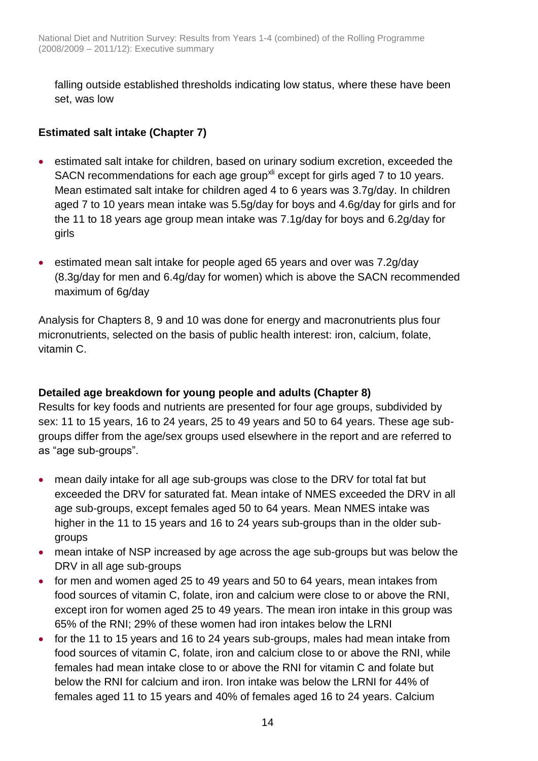falling outside established thresholds indicating low status, where these have been set, was low

**Estimated salt intake (Chapter 7)**

- estimated salt intake for children, based on urinary sodium excretion, exceeded the SACN recommendations for each age group[xli] except for girls aged 7 to 10 years. Mean estimated salt intake for children aged 4 to 6 years was 3.7g/day. In children aged 7 to 10 years mean intake was 5.5g/day for boys and 4.6g/day for girls and for the 11 to 18 years age group mean intake was 7.1g/day for boys and 6.2g/day for girls

- estimated mean salt intake for people aged 65 years and over was 7.2g/day (8.3g/day for men and 6.4g/day for women) which is above the SACN recommended maximum of 6g/day

Analysis for Chapters 8, 9 and 10 was done for energy and macronutrients plus four micronutrients, selected on the basis of public health interest: iron, calcium, folate, vitamin C.

**Detailed age breakdown for young people and adults (Chapter 8)**

Results for key foods and nutrients are presented for four age groups, subdivided by sex: 11 to 15 years, 16 to 24 years, 25 to 49 years and 50 to 64 years. These age sub-groups differ from the age/sex groups used elsewhere in the report and are referred to as "age sub-groups".

- mean daily intake for all age sub-groups was close to the DRV for total fat but exceeded the DRV for saturated fat. Mean intake of NMES exceeded the DRV in all age sub-groups, except females aged 50 to 64 years. Mean NMES intake was higher in the 11 to 15 years and 16 to 24 years sub-groups than in the older sub-groups
- mean intake of NSP increased by age across the age sub-groups but was below the DRV in all age sub-groups
- for men and women aged 25 to 49 years and 50 to 64 years, mean intakes from food sources of vitamin C, folate, iron and calcium were close to or above the RNI, except iron for women aged 25 to 49 years. The mean iron intake in this group was 65% of the RNI; 29% of these women had iron intakes below the LRNI
- for the 11 to 15 years and 16 to 24 years sub-groups, males had mean intake from food sources of vitamin C, folate, iron and calcium close to or above the RNI, while females had mean intake close to or above the RNI for vitamin C and folate but below the RNI for calcium and iron. Iron intake was below the LRNI for 44% of females aged 11 to 15 years and 40% of females aged 16 to 24 years. Calcium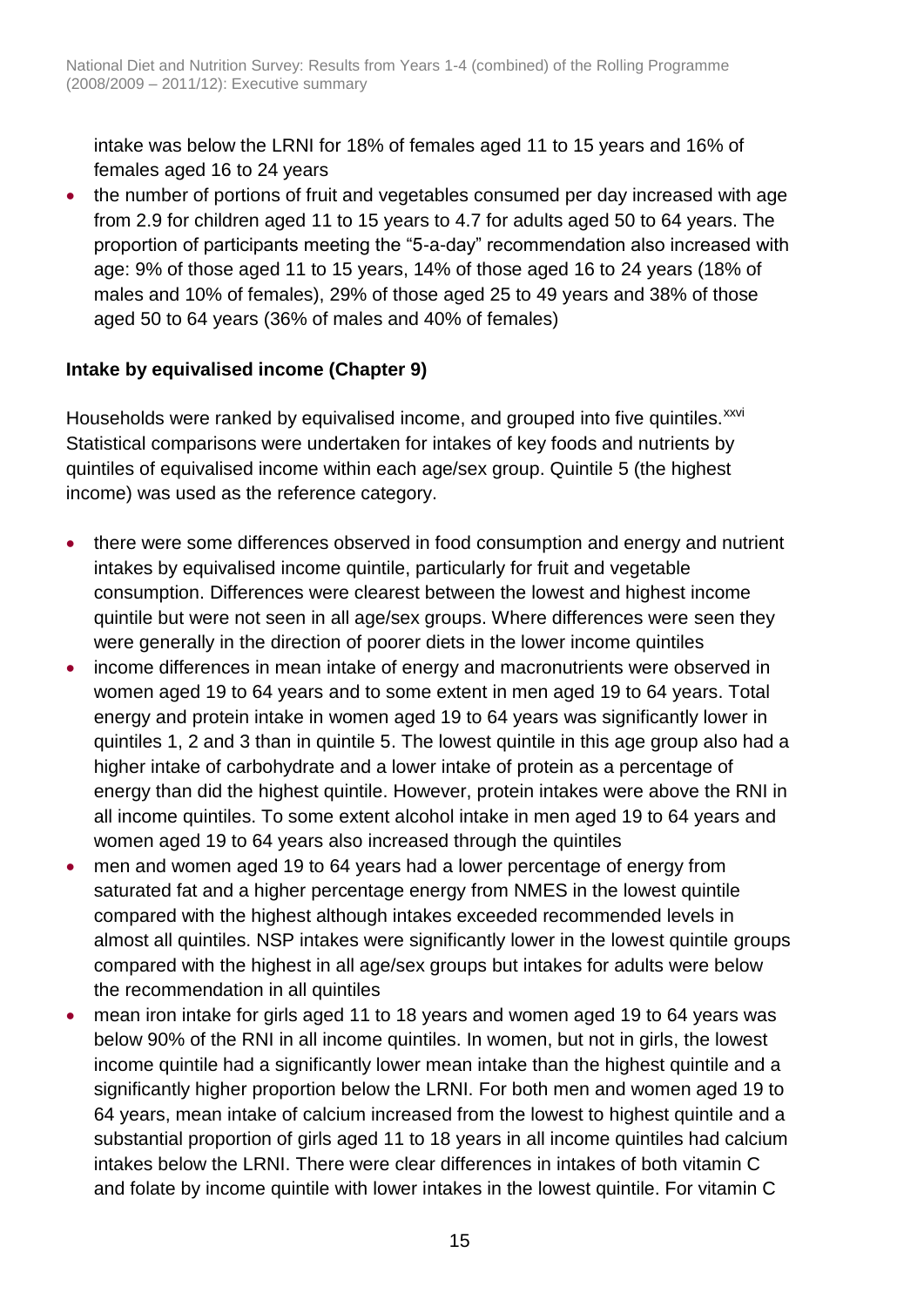intake was below the LRNI for 18% of females aged 11 to 15 years and 16% of females aged 16 to 24 years

- the number of portions of fruit and vegetables consumed per day increased with age from 2.9 for children aged 11 to 15 years to 4.7 for adults aged 50 to 64 years. The proportion of participants meeting the "5-a-day" recommendation also increased with age: 9% of those aged 11 to 15 years, 14% of those aged 16 to 24 years (18% of males and 10% of females), 29% of those aged 25 to 49 years and 38% of those aged 50 to 64 years (36% of males and 40% of females)

**Intake by equivalised income (Chapter 9)**

Households were ranked by equivalised income, and grouped into five quintiles.[xxvi] Statistical comparisons were undertaken for intakes of key foods and nutrients by quintiles of equivalised income within each age/sex group. Quintile 5 (the highest income) was used as the reference category.

- there were some differences observed in food consumption and energy and nutrient intakes by equivalised income quintile, particularly for fruit and vegetable consumption. Differences were clearest between the lowest and highest income quintile but were not seen in all age/sex groups. Where differences were seen they were generally in the direction of poorer diets in the lower income quintiles
- income differences in mean intake of energy and macronutrients were observed in women aged 19 to 64 years and to some extent in men aged 19 to 64 years. Total energy and protein intake in women aged 19 to 64 years was significantly lower in quintiles 1, 2 and 3 than in quintile 5. The lowest quintile in this age group also had a higher intake of carbohydrate and a lower intake of protein as a percentage of energy than did the highest quintile. However, protein intakes were above the RNI in all income quintiles. To some extent alcohol intake in men aged 19 to 64 years and women aged 19 to 64 years also increased through the quintiles
- men and women aged 19 to 64 years had a lower percentage of energy from saturated fat and a higher percentage energy from NMES in the lowest quintile compared with the highest although intakes exceeded recommended levels in almost all quintiles. NSP intakes were significantly lower in the lowest quintile groups compared with the highest in all age/sex groups but intakes for adults were below the recommendation in all quintiles
- mean iron intake for girls aged 11 to 18 years and women aged 19 to 64 years was below 90% of the RNI in all income quintiles. In women, but not in girls, the lowest income quintile had a significantly lower mean intake than the highest quintile and a significantly higher proportion below the LRNI. For both men and women aged 19 to 64 years, mean intake of calcium increased from the lowest to highest quintile and a substantial proportion of girls aged 11 to 18 years in all income quintiles had calcium intakes below the LRNI. There were clear differences in intakes of both vitamin C and folate by income quintile with lower intakes in the lowest quintile. For vitamin C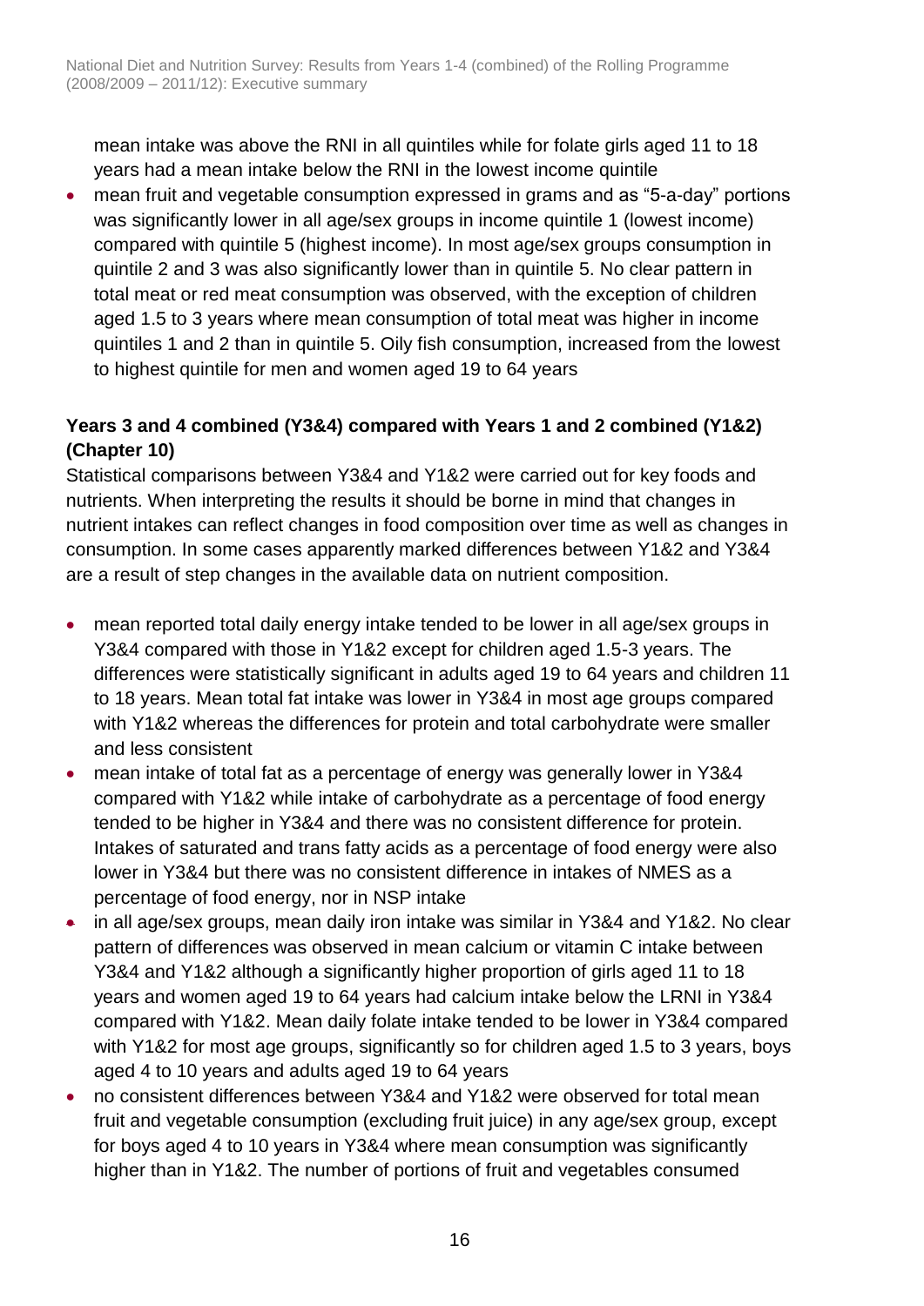mean intake was above the RNI in all quintiles while for folate girls aged 11 to 18 years had a mean intake below the RNI in the lowest income quintile

- mean fruit and vegetable consumption expressed in grams and as "5-a-day" portions was significantly lower in all age/sex groups in income quintile 1 (lowest income) compared with quintile 5 (highest income). In most age/sex groups consumption in quintile 2 and 3 was also significantly lower than in quintile 5. No clear pattern in total meat or red meat consumption was observed, with the exception of children aged 1.5 to 3 years where mean consumption of total meat was higher in income quintiles 1 and 2 than in quintile 5. Oily fish consumption, increased from the lowest to highest quintile for men and women aged 19 to 64 years

**Years 3 and 4 combined (Y3&4) compared with Years 1 and 2 combined (Y1&2) (Chapter 10)**

Statistical comparisons between Y3&4 and Y1&2 were carried out for key foods and nutrients. When interpreting the results it should be borne in mind that changes in nutrient intakes can reflect changes in food composition over time as well as changes in consumption. In some cases apparently marked differences between Y1&2 and Y3&4 are a result of step changes in the available data on nutrient composition.

- mean reported total daily energy intake tended to be lower in all age/sex groups in Y3&4 compared with those in Y1&2 except for children aged 1.5-3 years. The differences were statistically significant in adults aged 19 to 64 years and children 11 to 18 years. Mean total fat intake was lower in Y3&4 in most age groups compared with Y1&2 whereas the differences for protein and total carbohydrate were smaller and less consistent
- mean intake of total fat as a percentage of energy was generally lower in Y3&4 compared with Y1&2 while intake of carbohydrate as a percentage of food energy tended to be higher in Y3&4 and there was no consistent difference for protein. Intakes of saturated and trans fatty acids as a percentage of food energy were also lower in Y3&4 but there was no consistent difference in intakes of NMES as a percentage of food energy, nor in NSP intake
- in all age/sex groups, mean daily iron intake was similar in Y3&4 and Y1&2. No clear pattern of differences was observed in mean calcium or vitamin C intake between Y3&4 and Y1&2 although a significantly higher proportion of girls aged 11 to 18 years and women aged 19 to 64 years had calcium intake below the LRNI in Y3&4 compared with Y1&2. Mean daily folate intake tended to be lower in Y3&4 compared with Y1&2 for most age groups, significantly so for children aged 1.5 to 3 years, boys aged 4 to 10 years and adults aged 19 to 64 years
- no consistent differences between Y3&4 and Y1&2 were observed for total mean fruit and vegetable consumption (excluding fruit juice) in any age/sex group, except for boys aged 4 to 10 years in Y3&4 where mean consumption was significantly higher than in Y1&2. The number of portions of fruit and vegetables consumed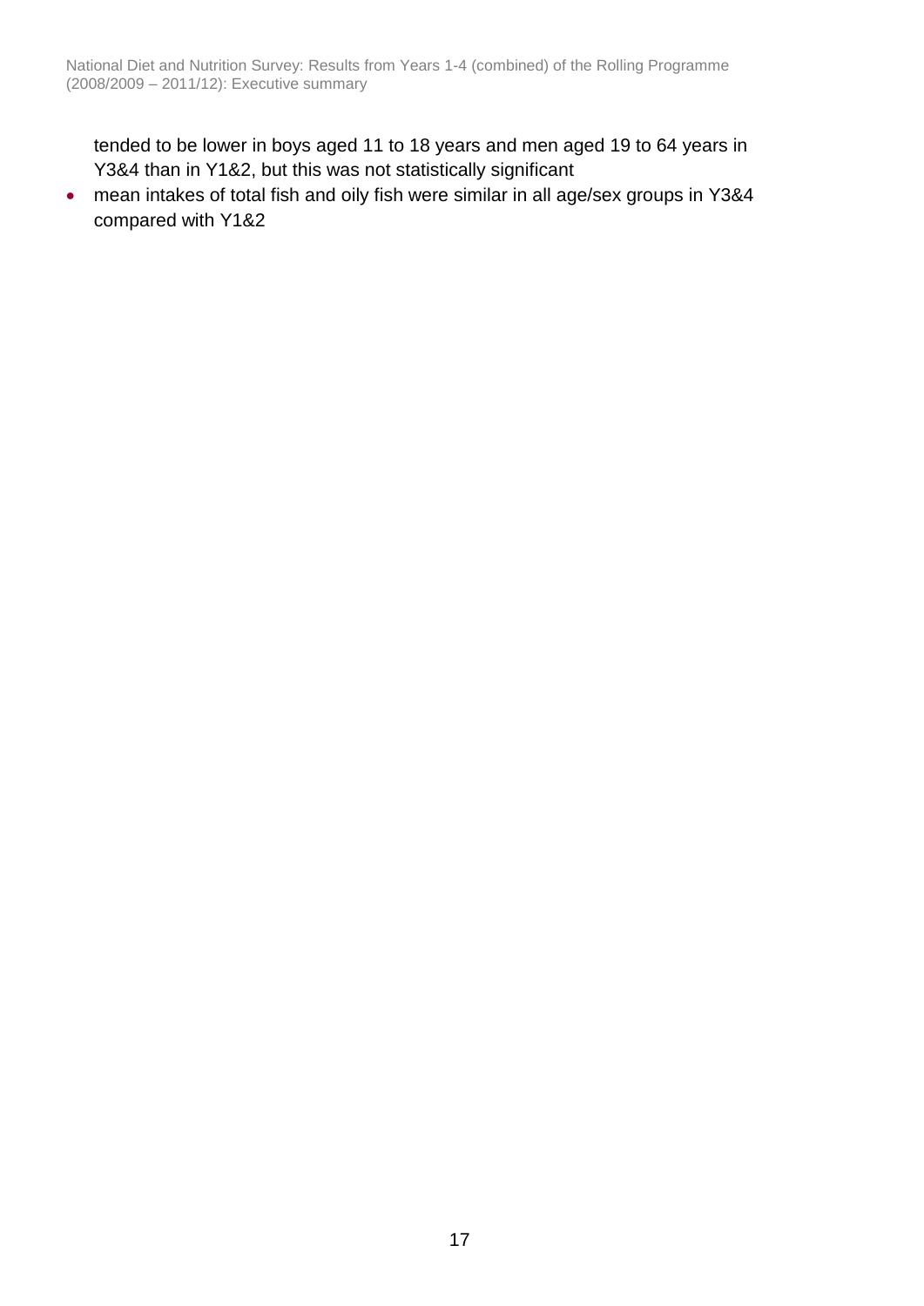tended to be lower in boys aged 11 to 18 years and men aged 19 to 64 years in Y3&4 than in Y1&2, but this was not statistically significant

- mean intakes of total fish and oily fish were similar in all age/sex groups in Y3&4 compared with Y1&2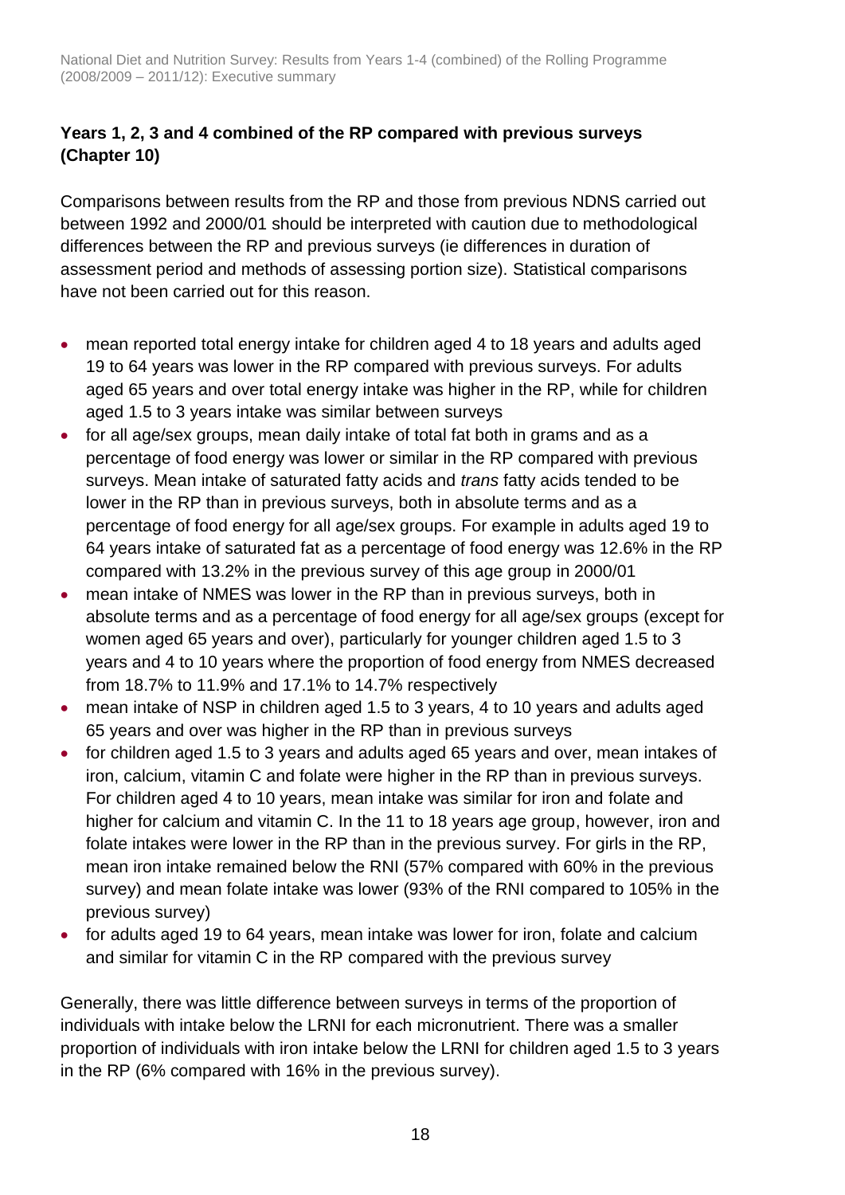**Years 1, 2, 3 and 4 combined of the RP compared with previous surveys (Chapter 10)**

Comparisons between results from the RP and those from previous NDNS carried out between 1992 and 2000/01 should be interpreted with caution due to methodological differences between the RP and previous surveys (ie differences in duration of assessment period and methods of assessing portion size). Statistical comparisons have not been carried out for this reason.

- mean reported total energy intake for children aged 4 to 18 years and adults aged 19 to 64 years was lower in the RP compared with previous surveys. For adults aged 65 years and over total energy intake was higher in the RP, while for children aged 1.5 to 3 years intake was similar between surveys
- for all age/sex groups, mean daily intake of total fat both in grams and as a percentage of food energy was lower or similar in the RP compared with previous surveys. Mean intake of saturated fatty acids and *trans* fatty acids tended to be lower in the RP than in previous surveys, both in absolute terms and as a percentage of food energy for all age/sex groups. For example in adults aged 19 to 64 years intake of saturated fat as a percentage of food energy was 12.6% in the RP compared with 13.2% in the previous survey of this age group in 2000/01
- mean intake of NMES was lower in the RP than in previous surveys, both in absolute terms and as a percentage of food energy for all age/sex groups (except for women aged 65 years and over), particularly for younger children aged 1.5 to 3 years and 4 to 10 years where the proportion of food energy from NMES decreased from 18.7% to 11.9% and 17.1% to 14.7% respectively
- mean intake of NSP in children aged 1.5 to 3 years, 4 to 10 years and adults aged 65 years and over was higher in the RP than in previous surveys
- for children aged 1.5 to 3 years and adults aged 65 years and over, mean intakes of iron, calcium, vitamin C and folate were higher in the RP than in previous surveys. For children aged 4 to 10 years, mean intake was similar for iron and folate and higher for calcium and vitamin C. In the 11 to 18 years age group, however, iron and folate intakes were lower in the RP than in the previous survey. For girls in the RP, mean iron intake remained below the RNI (57% compared with 60% in the previous survey) and mean folate intake was lower (93% of the RNI compared to 105% in the previous survey)
- for adults aged 19 to 64 years, mean intake was lower for iron, folate and calcium and similar for vitamin C in the RP compared with the previous survey

Generally, there was little difference between surveys in terms of the proportion of individuals with intake below the LRNI for each micronutrient. There was a smaller proportion of individuals with iron intake below the LRNI for children aged 1.5 to 3 years in the RP (6% compared with 16% in the previous survey).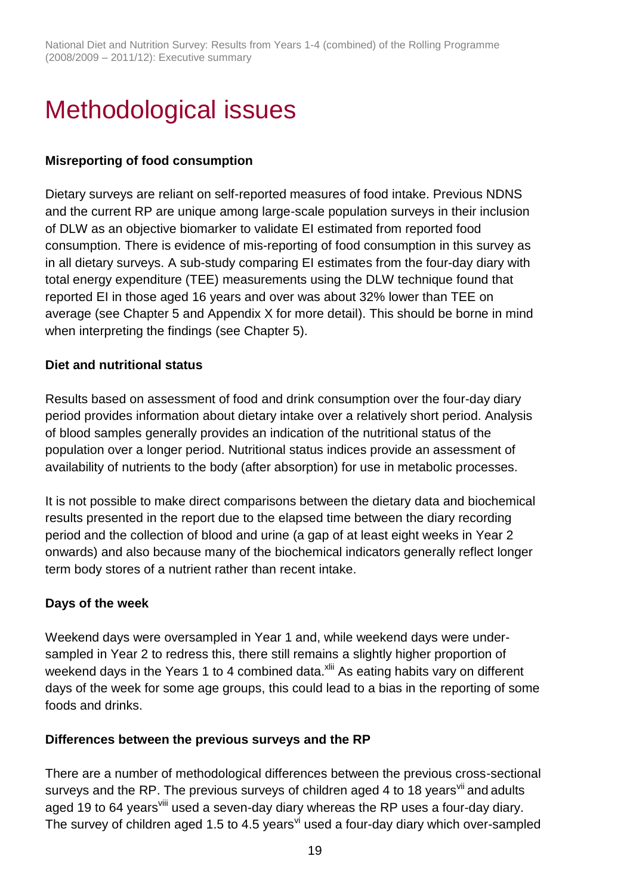# Methodological issues

**Misreporting of food consumption**

Dietary surveys are reliant on self-reported measures of food intake. Previous NDNS and the current RP are unique among large-scale population surveys in their inclusion of DLW as an objective biomarker to validate EI estimated from reported food consumption. There is evidence of mis-reporting of food consumption in this survey as in all dietary surveys. A sub-study comparing EI estimates from the four-day diary with total energy expenditure (TEE) measurements using the DLW technique found that reported EI in those aged 16 years and over was about 32% lower than TEE on average (see Chapter 5 and Appendix X for more detail). This should be borne in mind when interpreting the findings (see Chapter 5).

**Diet and nutritional status**

Results based on assessment of food and drink consumption over the four-day diary period provides information about dietary intake over a relatively short period. Analysis of blood samples generally provides an indication of the nutritional status of the population over a longer period. Nutritional status indices provide an assessment of availability of nutrients to the body (after absorption) for use in metabolic processes.

It is not possible to make direct comparisons between the dietary data and biochemical results presented in the report due to the elapsed time between the diary recording period and the collection of blood and urine (a gap of at least eight weeks in Year 2 onwards) and also because many of the biochemical indicators generally reflect longer term body stores of a nutrient rather than recent intake.

**Days of the week**

Weekend days were oversampled in Year 1 and, while weekend days were under-sampled in Year 2 to redress this, there still remains a slightly higher proportion of weekend days in the Years 1 to 4 combined data.[xlii] As eating habits vary on different days of the week for some age groups, this could lead to a bias in the reporting of some foods and drinks.

**Differences between the previous surveys and the RP**

There are a number of methodological differences between the previous cross-sectional surveys and the RP. The previous surveys of children aged 4 to 18 years[vii] and adults aged 19 to 64 years[viii] used a seven-day diary whereas the RP uses a four-day diary. The survey of children aged 1.5 to 4.5 years[vi] used a four-day diary which over-sampled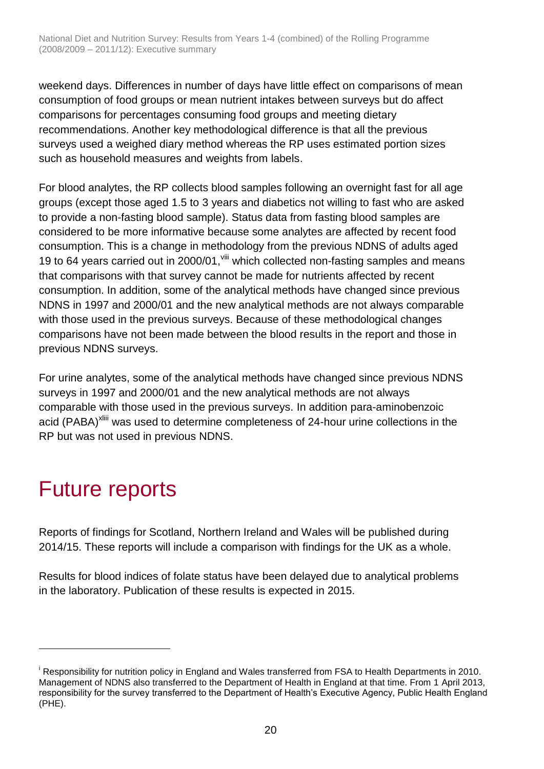weekend days. Differences in number of days have little effect on comparisons of mean consumption of food groups or mean nutrient intakes between surveys but do affect comparisons for percentages consuming food groups and meeting dietary recommendations. Another key methodological difference is that all the previous surveys used a weighed diary method whereas the RP uses estimated portion sizes such as household measures and weights from labels.

For blood analytes, the RP collects blood samples following an overnight fast for all age groups (except those aged 1.5 to 3 years and diabetics not willing to fast who are asked to provide a non-fasting blood sample). Status data from fasting blood samples are considered to be more informative because some analytes are affected by recent food consumption. This is a change in methodology from the previous NDNS of adults aged 19 to 64 years carried out in 2000/01,[viii] which collected non-fasting samples and means that comparisons with that survey cannot be made for nutrients affected by recent consumption. In addition, some of the analytical methods have changed since previous NDNS in 1997 and 2000/01 and the new analytical methods are not always comparable with those used in the previous surveys. Because of these methodological changes comparisons have not been made between the blood results in the report and those in previous NDNS surveys.

For urine analytes, some of the analytical methods have changed since previous NDNS surveys in 1997 and 2000/01 and the new analytical methods are not always comparable with those used in the previous surveys. In addition para-aminobenzoic acid (PABA)[xliii] was used to determine completeness of 24-hour urine collections in the RP but was not used in previous NDNS.

# Future reports

Reports of findings for Scotland, Northern Ireland and Wales will be published during 2014/15. These reports will include a comparison with findings for the UK as a whole.

Results for blood indices of folate status have been delayed due to analytical problems in the laboratory. Publication of these results is expected in 2015.

---

[i] Responsibility for nutrition policy in England and Wales transferred from FSA to Health Departments in 2010. Management of NDNS also transferred to the Department of Health in England at that time. From 1 April 2013, responsibility for the survey transferred to the Department of Health's Executive Agency, Public Health England (PHE).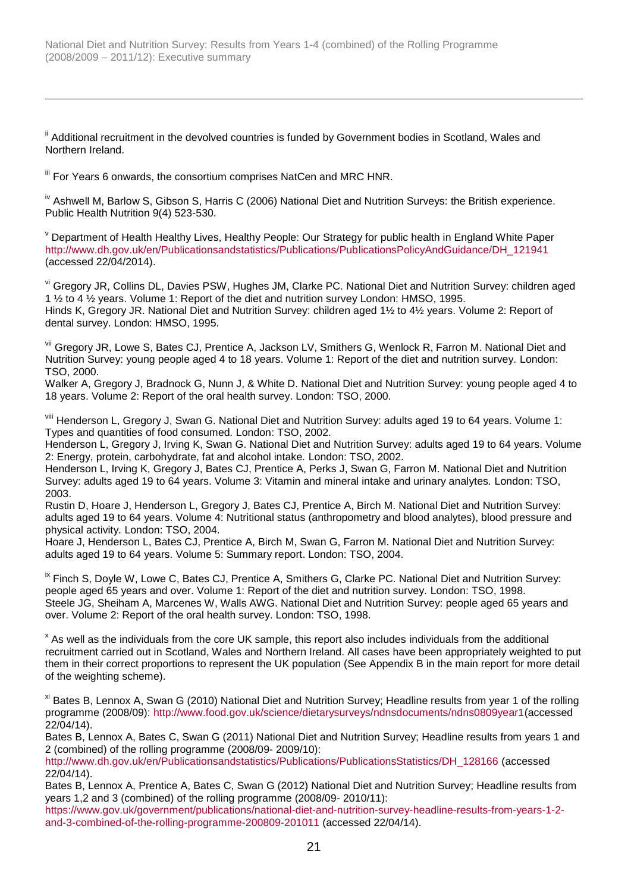[ii] Additional recruitment in the devolved countries is funded by Government bodies in Scotland, Wales and Northern Ireland.

[iii] For Years 6 onwards, the consortium comprises NatCen and MRC HNR.

[iv] Ashwell M, Barlow S, Gibson S, Harris C (2006) National Diet and Nutrition Surveys: the British experience. Public Health Nutrition 9(4) 523-530.

[v] Department of Health Healthy Lives, Healthy People: Our Strategy for public health in England White Paper http://www.dh.gov.uk/en/Publicationsandstatistics/Publications/PublicationsPolicyAndGuidance/DH_121941 (accessed 22/04/2014).

[vi] Gregory JR, Collins DL, Davies PSW, Hughes JM, Clarke PC. National Diet and Nutrition Survey: children aged 1 ½ to 4 ½ years. Volume 1: Report of the diet and nutrition survey London: HMSO, 1995.
Hinds K, Gregory JR. National Diet and Nutrition Survey: children aged 1½ to 4½ years. Volume 2: Report of dental survey. London: HMSO, 1995.

[vii] Gregory JR, Lowe S, Bates CJ, Prentice A, Jackson LV, Smithers G, Wenlock R, Farron M. National Diet and Nutrition Survey: young people aged 4 to 18 years. Volume 1: Report of the diet and nutrition survey. London: TSO, 2000.
Walker A, Gregory J, Bradnock G, Nunn J, & White D. National Diet and Nutrition Survey: young people aged 4 to 18 years. Volume 2: Report of the oral health survey. London: TSO, 2000.

[viii] Henderson L, Gregory J, Swan G. National Diet and Nutrition Survey: adults aged 19 to 64 years. Volume 1: Types and quantities of food consumed. London: TSO, 2002.
Henderson L, Gregory J, Irving K, Swan G. National Diet and Nutrition Survey: adults aged 19 to 64 years. Volume 2: Energy, protein, carbohydrate, fat and alcohol intake. London: TSO, 2002.
Henderson L, Irving K, Gregory J, Bates CJ, Prentice A, Perks J, Swan G, Farron M. National Diet and Nutrition Survey: adults aged 19 to 64 years. Volume 3: Vitamin and mineral intake and urinary analytes. London: TSO, 2003.
Rustin D, Hoare J, Henderson L, Gregory J, Bates CJ, Prentice A, Birch M. National Diet and Nutrition Survey: adults aged 19 to 64 years. Volume 4: Nutritional status (anthropometry and blood analytes), blood pressure and physical activity. London: TSO, 2004.
Hoare J, Henderson L, Bates CJ, Prentice A, Birch M, Swan G, Farron M. National Diet and Nutrition Survey: adults aged 19 to 64 years. Volume 5: Summary report. London: TSO, 2004.

[ix] Finch S, Doyle W, Lowe C, Bates CJ, Prentice A, Smithers G, Clarke PC. National Diet and Nutrition Survey: people aged 65 years and over. Volume 1: Report of the diet and nutrition survey. London: TSO, 1998.
Steele JG, Sheiham A, Marcenes W, Walls AWG. National Diet and Nutrition Survey: people aged 65 years and over. Volume 2: Report of the oral health survey. London: TSO, 1998.

[x] As well as the individuals from the core UK sample, this report also includes individuals from the additional recruitment carried out in Scotland, Wales and Northern Ireland. All cases have been appropriately weighted to put them in their correct proportions to represent the UK population (See Appendix B in the main report for more detail of the weighting scheme).

[xi] Bates B, Lennox A, Swan G (2010) National Diet and Nutrition Survey; Headline results from year 1 of the rolling programme (2008/09): http://www.food.gov.uk/science/dietarysurveys/ndnsdocuments/ndns0809year1(accessed 22/04/14).
Bates B, Lennox A, Bates C, Swan G (2011) National Diet and Nutrition Survey; Headline results from years 1 and 2 (combined) of the rolling programme (2008/09- 2009/10):
http://www.dh.gov.uk/en/Publicationsandstatistics/Publications/PublicationsStatistics/DH_128166 (accessed 22/04/14).
Bates B, Lennox A, Prentice A, Bates C, Swan G (2012) National Diet and Nutrition Survey; Headline results from years 1,2 and 3 (combined) of the rolling programme (2008/09- 2010/11):
https://www.gov.uk/government/publications/national-diet-and-nutrition-survey-headline-results-from-years-1-2-and-3-combined-of-the-rolling-programme-200809-201011 (accessed 22/04/14).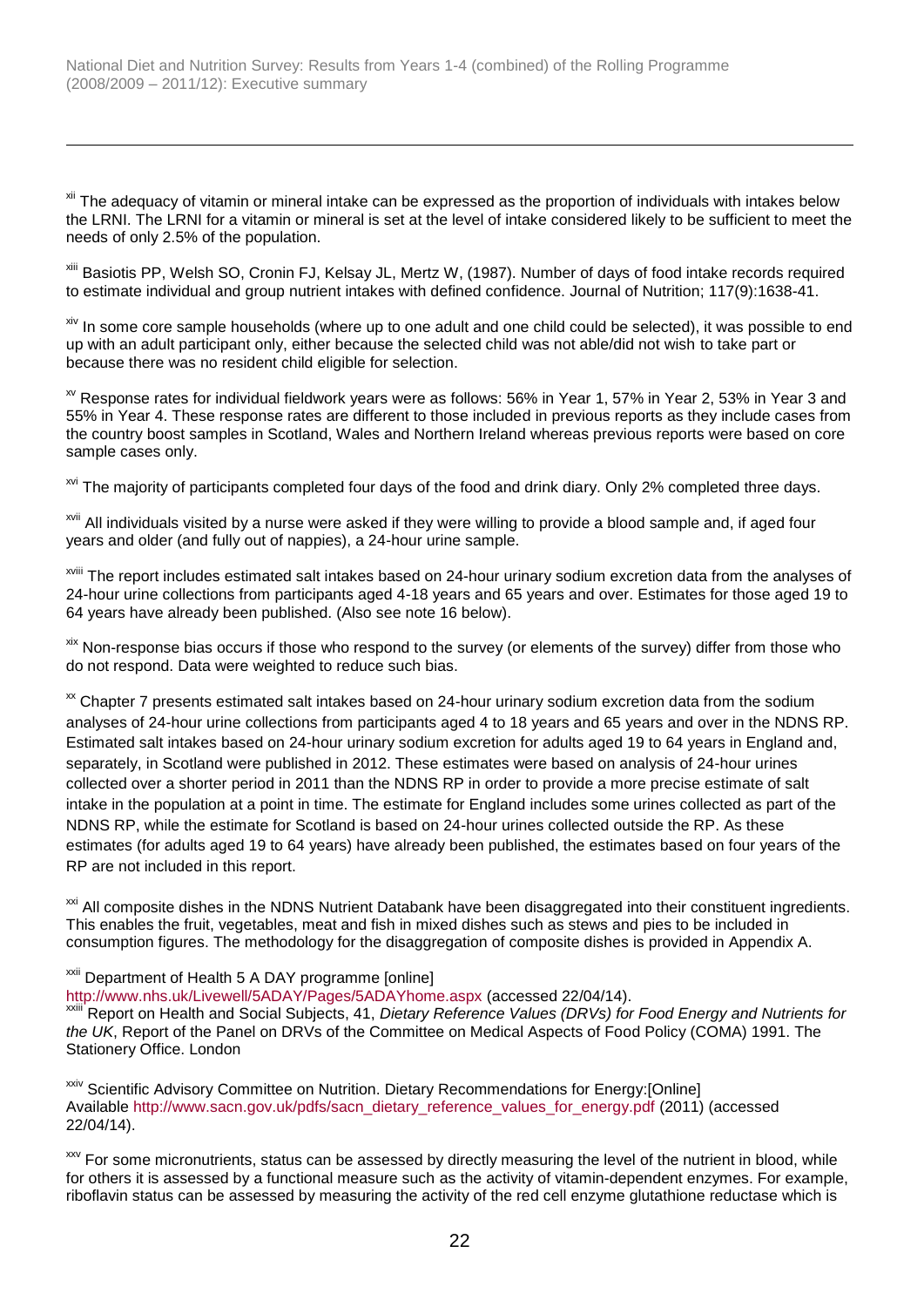[xii] The adequacy of vitamin or mineral intake can be expressed as the proportion of individuals with intakes below the LRNI. The LRNI for a vitamin or mineral is set at the level of intake considered likely to be sufficient to meet the needs of only 2.5% of the population.

[xiii] Basiotis PP, Welsh SO, Cronin FJ, Kelsay JL, Mertz W, (1987). Number of days of food intake records required to estimate individual and group nutrient intakes with defined confidence. Journal of Nutrition; 117(9):1638-41.

[xiv] In some core sample households (where up to one adult and one child could be selected), it was possible to end up with an adult participant only, either because the selected child was not able/did not wish to take part or because there was no resident child eligible for selection.

[xv] Response rates for individual fieldwork years were as follows: 56% in Year 1, 57% in Year 2, 53% in Year 3 and 55% in Year 4. These response rates are different to those included in previous reports as they include cases from the country boost samples in Scotland, Wales and Northern Ireland whereas previous reports were based on core sample cases only.

[xvi] The majority of participants completed four days of the food and drink diary. Only 2% completed three days.

[xvii] All individuals visited by a nurse were asked if they were willing to provide a blood sample and, if aged four years and older (and fully out of nappies), a 24-hour urine sample.

[xviii] The report includes estimated salt intakes based on 24-hour urinary sodium excretion data from the analyses of 24-hour urine collections from participants aged 4-18 years and 65 years and over. Estimates for those aged 19 to 64 years have already been published. (Also see note 16 below).

[xix] Non-response bias occurs if those who respond to the survey (or elements of the survey) differ from those who do not respond. Data were weighted to reduce such bias.

[xx] Chapter 7 presents estimated salt intakes based on 24-hour urinary sodium excretion data from the sodium analyses of 24-hour urine collections from participants aged 4 to 18 years and 65 years and over in the NDNS RP. Estimated salt intakes based on 24-hour urinary sodium excretion for adults aged 19 to 64 years in England and, separately, in Scotland were published in 2012. These estimates were based on analysis of 24-hour urines collected over a shorter period in 2011 than the NDNS RP in order to provide a more precise estimate of salt intake in the population at a point in time. The estimate for England includes some urines collected as part of the NDNS RP, while the estimate for Scotland is based on 24-hour urines collected outside the RP. As these estimates (for adults aged 19 to 64 years) have already been published, the estimates based on four years of the RP are not included in this report.

[xxi] All composite dishes in the NDNS Nutrient Databank have been disaggregated into their constituent ingredients. This enables the fruit, vegetables, meat and fish in mixed dishes such as stews and pies to be included in consumption figures. The methodology for the disaggregation of composite dishes is provided in Appendix A.

[xxii] Department of Health 5 A DAY programme [online]
http://www.nhs.uk/Livewell/5ADAY/Pages/5ADAYhome.aspx (accessed 22/04/14).

[xxiii] Report on Health and Social Subjects, 41, *Dietary Reference Values (DRVs) for Food Energy and Nutrients for the UK*, Report of the Panel on DRVs of the Committee on Medical Aspects of Food Policy (COMA) 1991. The Stationery Office. London

[xxiv] Scientific Advisory Committee on Nutrition. Dietary Recommendations for Energy:[Online]
Available http://www.sacn.gov.uk/pdfs/sacn_dietary_reference_values_for_energy.pdf (2011) (accessed 22/04/14).

[xxv] For some micronutrients, status can be assessed by directly measuring the level of the nutrient in blood, while for others it is assessed by a functional measure such as the activity of vitamin-dependent enzymes. For example, riboflavin status can be assessed by measuring the activity of the red cell enzyme glutathione reductase which is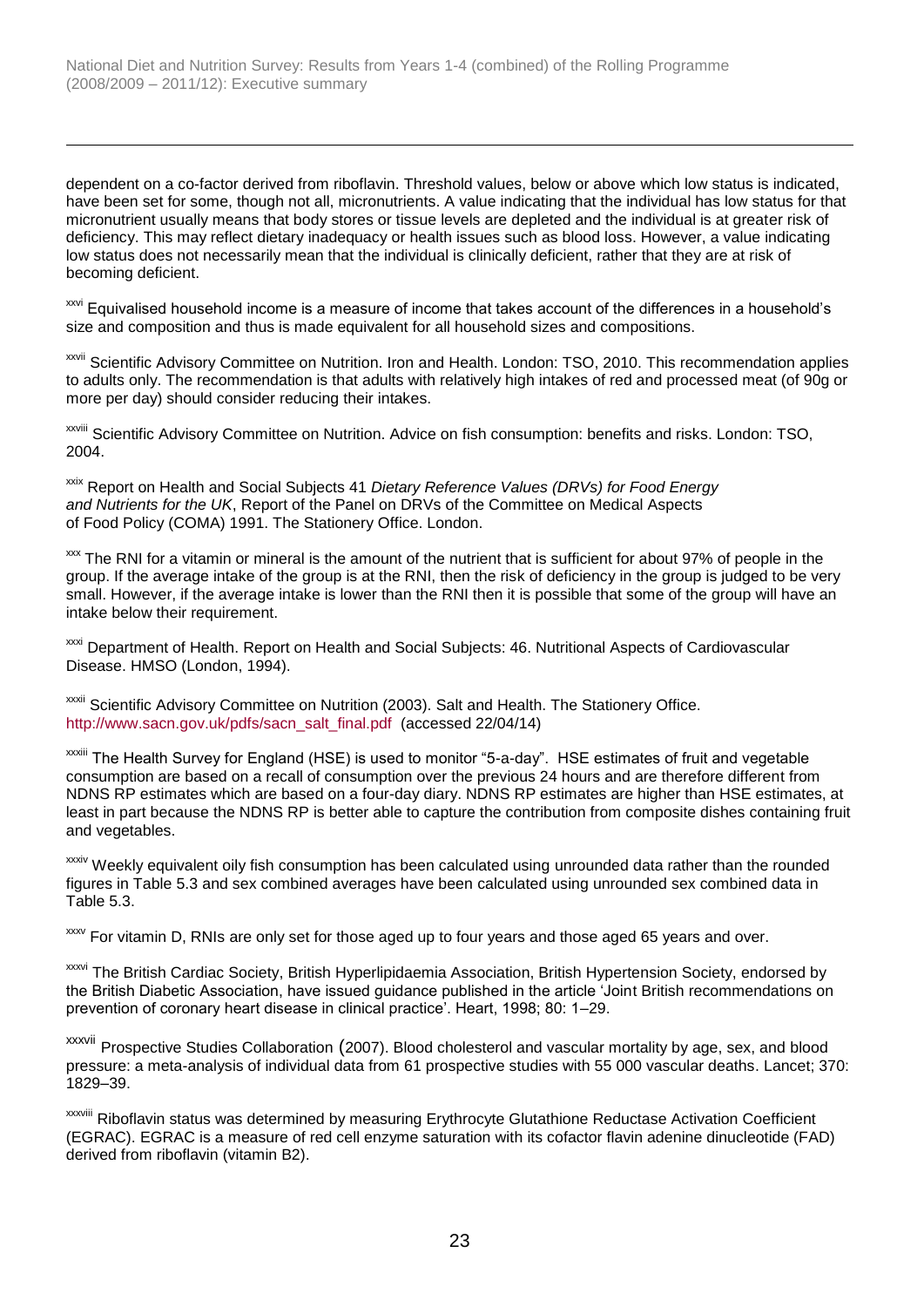dependent on a co-factor derived from riboflavin. Threshold values, below or above which low status is indicated, have been set for some, though not all, micronutrients. A value indicating that the individual has low status for that micronutrient usually means that body stores or tissue levels are depleted and the individual is at greater risk of deficiency. This may reflect dietary inadequacy or health issues such as blood loss. However, a value indicating low status does not necessarily mean that the individual is clinically deficient, rather that they are at risk of becoming deficient.

[xxvi] Equivalised household income is a measure of income that takes account of the differences in a household's size and composition and thus is made equivalent for all household sizes and compositions.

[xxvii] Scientific Advisory Committee on Nutrition. Iron and Health. London: TSO, 2010. This recommendation applies to adults only. The recommendation is that adults with relatively high intakes of red and processed meat (of 90g or more per day) should consider reducing their intakes.

[xxviii] Scientific Advisory Committee on Nutrition. Advice on fish consumption: benefits and risks. London: TSO, 2004.

[xxix] Report on Health and Social Subjects 41 *Dietary Reference Values (DRVs) for Food Energy and Nutrients for the UK*, Report of the Panel on DRVs of the Committee on Medical Aspects of Food Policy (COMA) 1991. The Stationery Office. London.

[xxx] The RNI for a vitamin or mineral is the amount of the nutrient that is sufficient for about 97% of people in the group. If the average intake of the group is at the RNI, then the risk of deficiency in the group is judged to be very small. However, if the average intake is lower than the RNI then it is possible that some of the group will have an intake below their requirement.

[xxxi] Department of Health. Report on Health and Social Subjects: 46. Nutritional Aspects of Cardiovascular Disease. HMSO (London, 1994).

[xxxii] Scientific Advisory Committee on Nutrition (2003). Salt and Health. The Stationery Office. http://www.sacn.gov.uk/pdfs/sacn_salt_final.pdf (accessed 22/04/14)

[xxxiii] The Health Survey for England (HSE) is used to monitor "5-a-day". HSE estimates of fruit and vegetable consumption are based on a recall of consumption over the previous 24 hours and are therefore different from NDNS RP estimates which are based on a four-day diary. NDNS RP estimates are higher than HSE estimates, at least in part because the NDNS RP is better able to capture the contribution from composite dishes containing fruit and vegetables.

[xxxiv] Weekly equivalent oily fish consumption has been calculated using unrounded data rather than the rounded figures in Table 5.3 and sex combined averages have been calculated using unrounded sex combined data in Table 5.3.

[xxxv] For vitamin D, RNIs are only set for those aged up to four years and those aged 65 years and over.

[xxxvi] The British Cardiac Society, British Hyperlipidaemia Association, British Hypertension Society, endorsed by the British Diabetic Association, have issued guidance published in the article 'Joint British recommendations on prevention of coronary heart disease in clinical practice'. Heart, 1998; 80: 1–29.

[xxxvii] Prospective Studies Collaboration (2007). Blood cholesterol and vascular mortality by age, sex, and blood pressure: a meta-analysis of individual data from 61 prospective studies with 55 000 vascular deaths. Lancet; 370: 1829–39.

[xxxviii] Riboflavin status was determined by measuring Erythrocyte Glutathione Reductase Activation Coefficient (EGRAC). EGRAC is a measure of red cell enzyme saturation with its cofactor flavin adenine dinucleotide (FAD) derived from riboflavin (vitamin B2).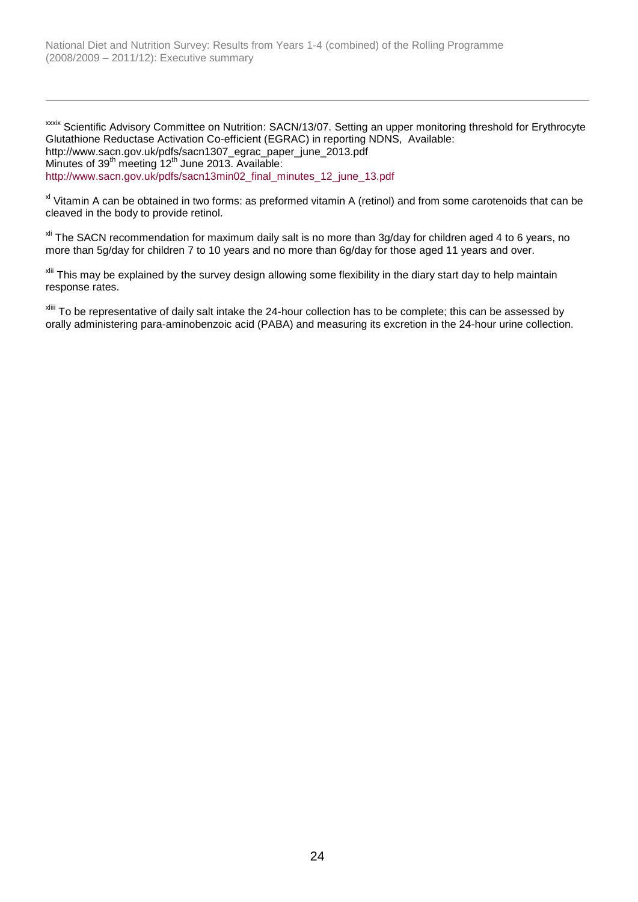[xxxix] Scientific Advisory Committee on Nutrition: SACN/13/07. Setting an upper monitoring threshold for Erythrocyte Glutathione Reductase Activation Co-efficient (EGRAC) in reporting NDNS, Available: http://www.sacn.gov.uk/pdfs/sacn1307_egrac_paper_june_2013.pdf
Minutes of 39th meeting 12th June 2013. Available: http://www.sacn.gov.uk/pdfs/sacn13min02_final_minutes_12_june_13.pdf

[xl] Vitamin A can be obtained in two forms: as preformed vitamin A (retinol) and from some carotenoids that can be cleaved in the body to provide retinol.

[xli] The SACN recommendation for maximum daily salt is no more than 3g/day for children aged 4 to 6 years, no more than 5g/day for children 7 to 10 years and no more than 6g/day for those aged 11 years and over.

[xlii] This may be explained by the survey design allowing some flexibility in the diary start day to help maintain response rates.

[xliii] To be representative of daily salt intake the 24-hour collection has to be complete; this can be assessed by orally administering para-aminobenzoic acid (PABA) and measuring its excretion in the 24-hour urine collection.